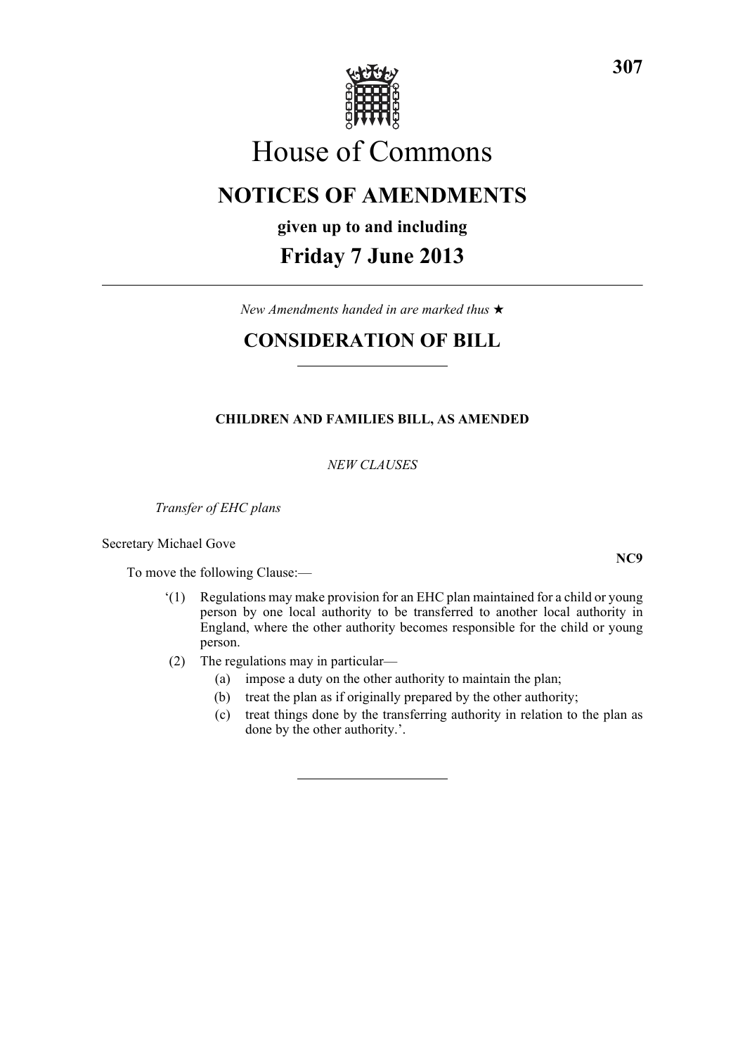# House of Commons

## NOTICES OF AMENDMENTS

**given up to and including**

## Friday 7 June 2013

*New Amendments handed in are marked thus ★*

## CONSIDERATION OF BILL

### CHILDREN AND FAMILIES BILL, AS AMENDED

*NEW CLAUSES*

*Transfer of EHC plans*

Secretary Michael Gove

**NC9**

To move the following Clause:—

‘(1) Regulations may make provision for an EHC plan maintained for a child or young person by one local authority to be transferred to another local authority in England, where the other authority becomes responsible for the child or young person.

(2) The regulations may in particular—

(a) impose a duty on the other authority to maintain the plan;

(b) treat the plan as if originally prepared by the other authority;

(c) treat things done by the transferring authority in relation to the plan as done by the other authority.’.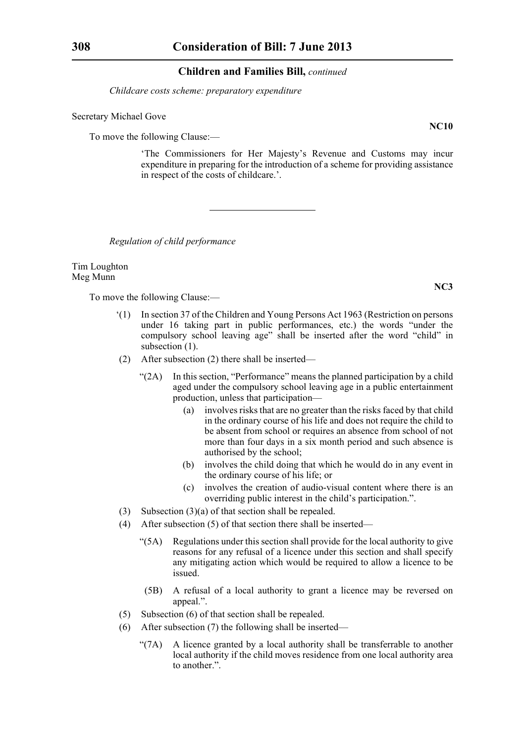*Childcare costs scheme: preparatory expenditure*

Secretary Michael Gove

**NC10**

To move the following Clause:—

'The Commissioners for Her Majesty's Revenue and Customs may incur expenditure in preparing for the introduction of a scheme for providing assistance in respect of the costs of childcare.'.

---

*Regulation of child performance*

Tim Loughton
Meg Munn

**NC3**

To move the following Clause:—

'(1) In section 37 of the Children and Young Persons Act 1963 (Restriction on persons under 16 taking part in public performances, etc.) the words "under the compulsory school leaving age" shall be inserted after the word "child" in subsection (1).

(2) After subsection (2) there shall be inserted—

"(2A) In this section, "Performance" means the planned participation by a child aged under the compulsory school leaving age in a public entertainment production, unless that participation—

(a) involves risks that are no greater than the risks faced by that child in the ordinary course of his life and does not require the child to be absent from school or requires an absence from school of not more than four days in a six month period and such absence is authorised by the school;

(b) involves the child doing that which he would do in any event in the ordinary course of his life; or

(c) involves the creation of audio-visual content where there is an overriding public interest in the child's participation.".

(3) Subsection (3)(a) of that section shall be repealed.

(4) After subsection (5) of that section there shall be inserted—

"(5A) Regulations under this section shall provide for the local authority to give reasons for any refusal of a licence under this section and shall specify any mitigating action which would be required to allow a licence to be issued.

(5B) A refusal of a local authority to grant a licence may be reversed on appeal.".

(5) Subsection (6) of that section shall be repealed.

(6) After subsection (7) the following shall be inserted—

"(7A) A licence granted by a local authority shall be transferrable to another local authority if the child moves residence from one local authority area to another.".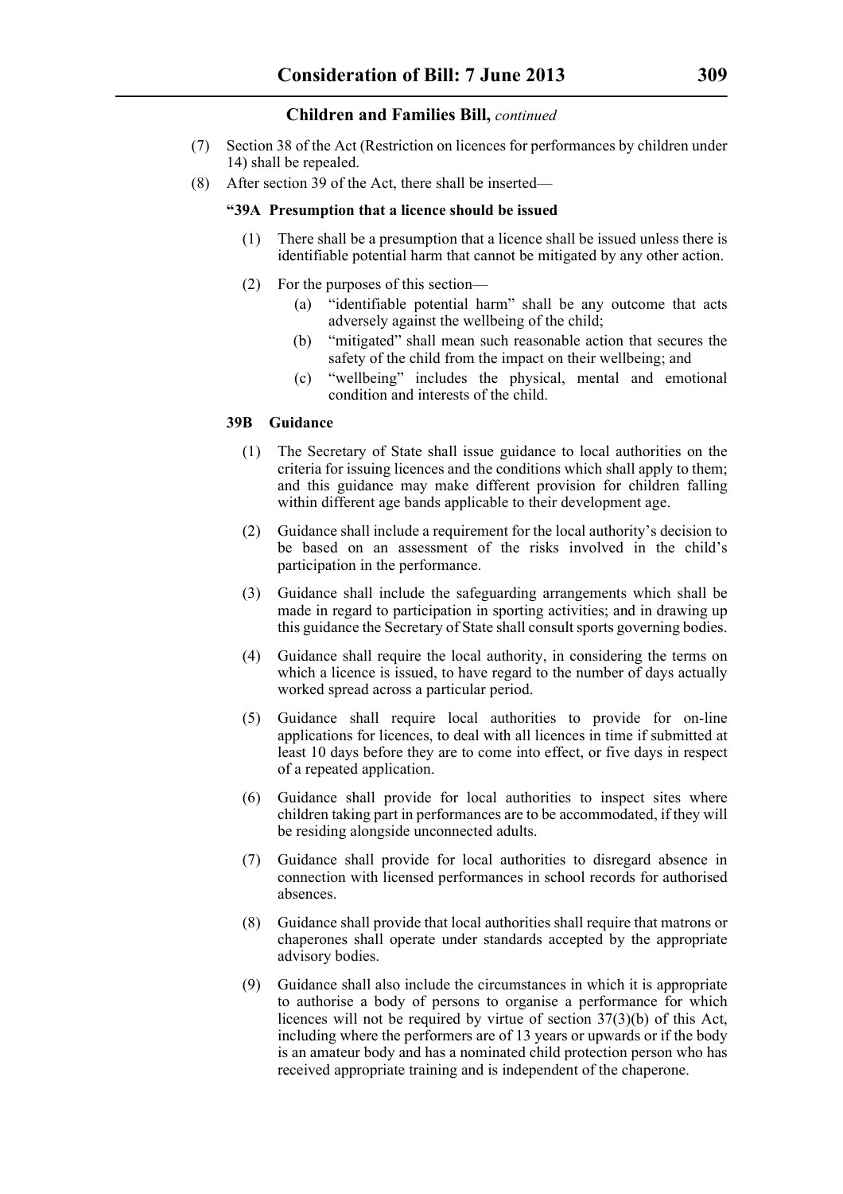(7) Section 38 of the Act (Restriction on licences for performances by children under 14) shall be repealed.

(8) After section 39 of the Act, there shall be inserted—

**"39A Presumption that a licence should be issued**

(1) There shall be a presumption that a licence shall be issued unless there is identifiable potential harm that cannot be mitigated by any other action.

(2) For the purposes of this section—

(a) "identifiable potential harm" shall be any outcome that acts adversely against the wellbeing of the child;

(b) "mitigated" shall mean such reasonable action that secures the safety of the child from the impact on their wellbeing; and

(c) "wellbeing" includes the physical, mental and emotional condition and interests of the child.

**39B Guidance**

(1) The Secretary of State shall issue guidance to local authorities on the criteria for issuing licences and the conditions which shall apply to them; and this guidance may make different provision for children falling within different age bands applicable to their development age.

(2) Guidance shall include a requirement for the local authority's decision to be based on an assessment of the risks involved in the child's participation in the performance.

(3) Guidance shall include the safeguarding arrangements which shall be made in regard to participation in sporting activities; and in drawing up this guidance the Secretary of State shall consult sports governing bodies.

(4) Guidance shall require the local authority, in considering the terms on which a licence is issued, to have regard to the number of days actually worked spread across a particular period.

(5) Guidance shall require local authorities to provide for on-line applications for licences, to deal with all licences in time if submitted at least 10 days before they are to come into effect, or five days in respect of a repeated application.

(6) Guidance shall provide for local authorities to inspect sites where children taking part in performances are to be accommodated, if they will be residing alongside unconnected adults.

(7) Guidance shall provide for local authorities to disregard absence in connection with licensed performances in school records for authorised absences.

(8) Guidance shall provide that local authorities shall require that matrons or chaperones shall operate under standards accepted by the appropriate advisory bodies.

(9) Guidance shall also include the circumstances in which it is appropriate to authorise a body of persons to organise a performance for which licences will not be required by virtue of section 37(3)(b) of this Act, including where the performers are of 13 years or upwards or if the body is an amateur body and has a nominated child protection person who has received appropriate training and is independent of the chaperone.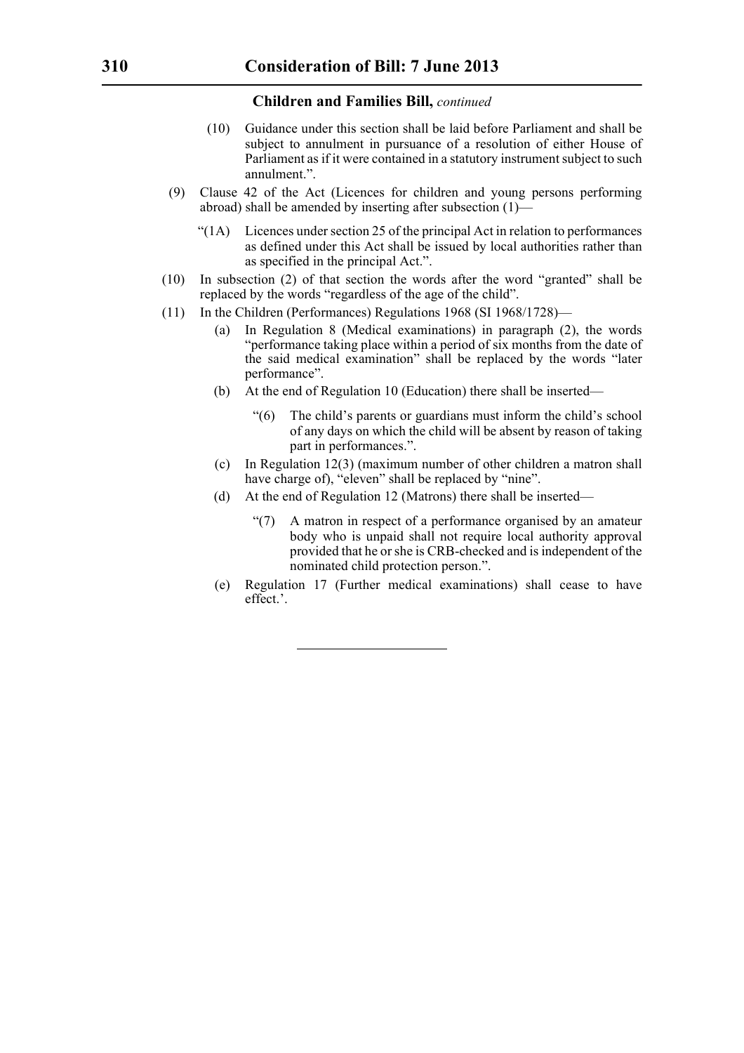(10) Guidance under this section shall be laid before Parliament and shall be subject to annulment in pursuance of a resolution of either House of Parliament as if it were contained in a statutory instrument subject to such annulment.".

(9) Clause 42 of the Act (Licences for children and young persons performing abroad) shall be amended by inserting after subsection (1)—

"(1A) Licences under section 25 of the principal Act in relation to performances as defined under this Act shall be issued by local authorities rather than as specified in the principal Act.".

(10) In subsection (2) of that section the words after the word "granted" shall be replaced by the words "regardless of the age of the child".

(11) In the Children (Performances) Regulations 1968 (SI 1968/1728)—

(a) In Regulation 8 (Medical examinations) in paragraph (2), the words "performance taking place within a period of six months from the date of the said medical examination" shall be replaced by the words "later performance".

(b) At the end of Regulation 10 (Education) there shall be inserted—

"(6) The child's parents or guardians must inform the child's school of any days on which the child will be absent by reason of taking part in performances.".

(c) In Regulation 12(3) (maximum number of other children a matron shall have charge of), "eleven" shall be replaced by "nine".

(d) At the end of Regulation 12 (Matrons) there shall be inserted—

"(7) A matron in respect of a performance organised by an amateur body who is unpaid shall not require local authority approval provided that he or she is CRB-checked and is independent of the nominated child protection person.".

(e) Regulation 17 (Further medical examinations) shall cease to have effect.'.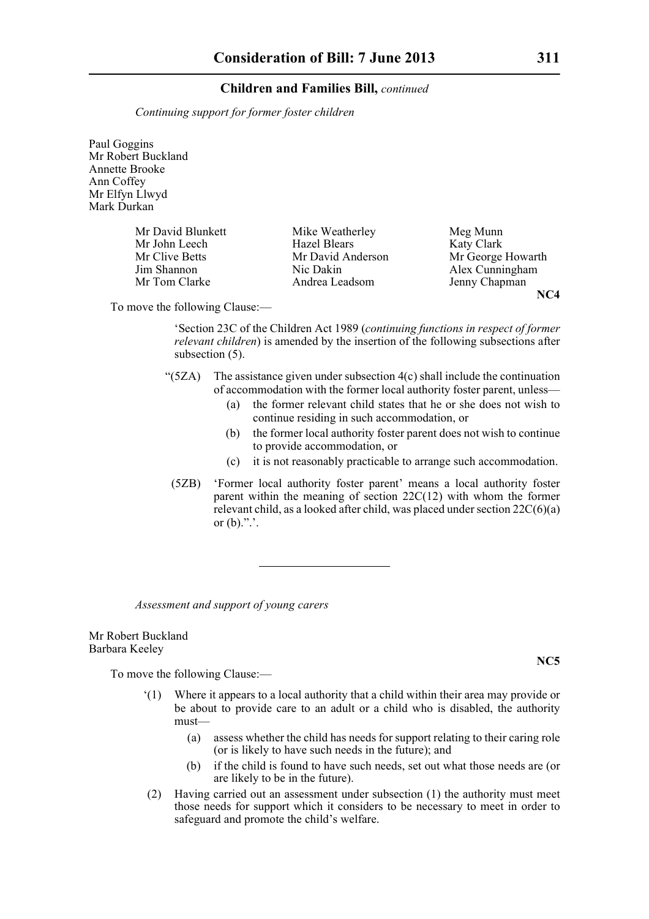*Continuing support for former foster children*

Paul Goggins
Mr Robert Buckland
Annette Brooke
Ann Coffey
Mr Elfyn Llwyd
Mark Durkan

Mr David Blunkett
Mr John Leech
Mr Clive Betts
Jim Shannon
Mr Tom Clarke
Mike Weatherley
Hazel Blears
Mr David Anderson
Nic Dakin
Andrea Leadsom
Meg Munn
Katy Clark
Mr George Howarth
Alex Cunningham
Jenny Chapman

**NC4**

To move the following Clause:—

'Section 23C of the Children Act 1989 (*continuing functions in respect of former relevant children*) is amended by the insertion of the following subsections after subsection (5).

"(5ZA) The assistance given under subsection 4(c) shall include the continuation of accommodation with the former local authority foster parent, unless—

(a) the former relevant child states that he or she does not wish to continue residing in such accommodation, or

(b) the former local authority foster parent does not wish to continue to provide accommodation, or

(c) it is not reasonably practicable to arrange such accommodation.

(5ZB) 'Former local authority foster parent' means a local authority foster parent within the meaning of section 22C(12) with whom the former relevant child, as a looked after child, was placed under section 22C(6)(a) or (b).".'.

---

*Assessment and support of young carers*

Mr Robert Buckland
Barbara Keeley

**NC5**

To move the following Clause:—

'(1) Where it appears to a local authority that a child within their area may provide or be about to provide care to an adult or a child who is disabled, the authority must—

(a) assess whether the child has needs for support relating to their caring role (or is likely to have such needs in the future); and

(b) if the child is found to have such needs, set out what those needs are (or are likely to be in the future).

(2) Having carried out an assessment under subsection (1) the authority must meet those needs for support which it considers to be necessary to meet in order to safeguard and promote the child's welfare.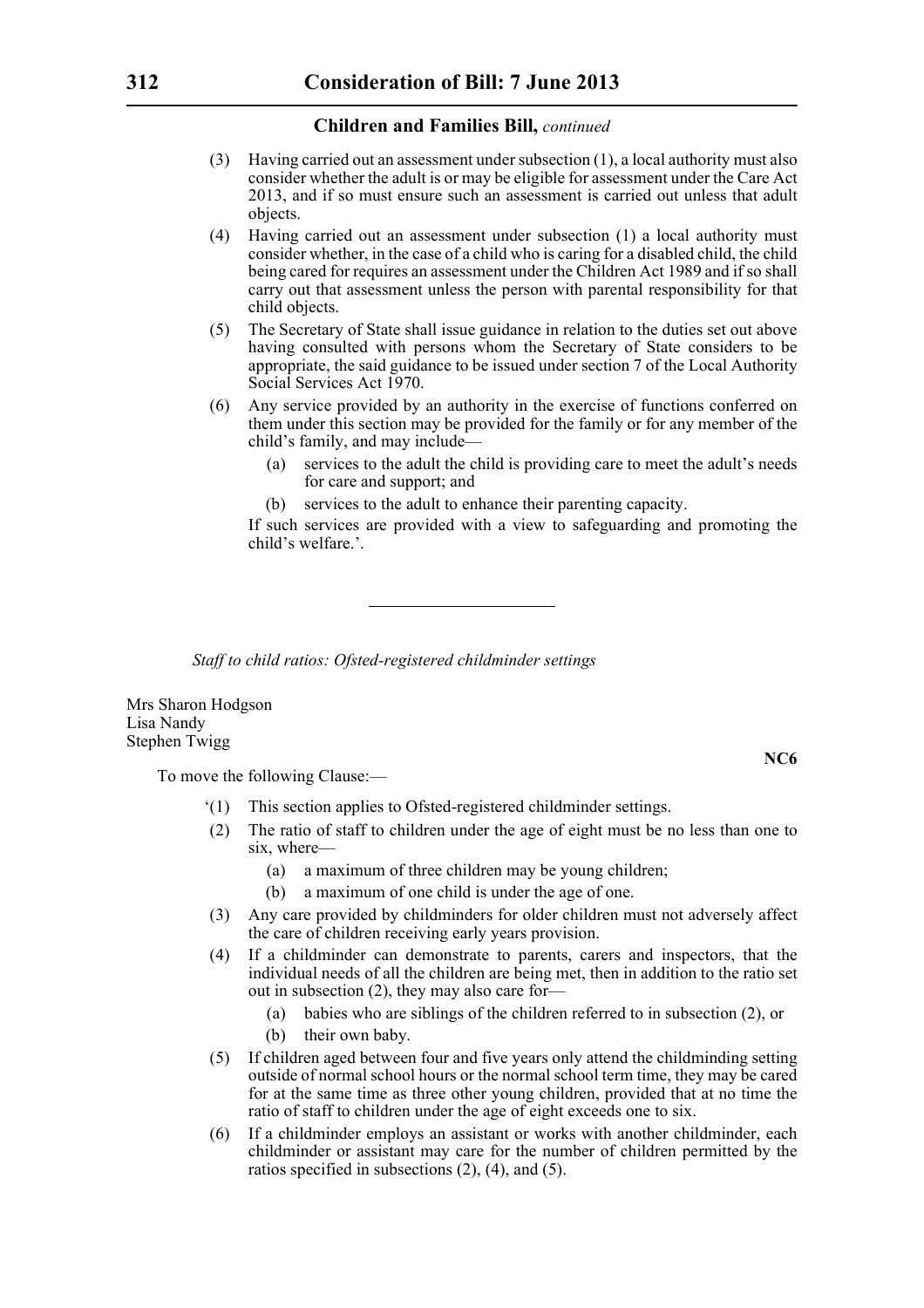(3) Having carried out an assessment under subsection (1), a local authority must also consider whether the adult is or may be eligible for assessment under the Care Act 2013, and if so must ensure such an assessment is carried out unless that adult objects.

(4) Having carried out an assessment under subsection (1) a local authority must consider whether, in the case of a child who is caring for a disabled child, the child being cared for requires an assessment under the Children Act 1989 and if so shall carry out that assessment unless the person with parental responsibility for that child objects.

(5) The Secretary of State shall issue guidance in relation to the duties set out above having consulted with persons whom the Secretary of State considers to be appropriate, the said guidance to be issued under section 7 of the Local Authority Social Services Act 1970.

(6) Any service provided by an authority in the exercise of functions conferred on them under this section may be provided for the family or for any member of the child's family, and may include—

(a) services to the adult the child is providing care to meet the adult's needs for care and support; and

(b) services to the adult to enhance their parenting capacity.

If such services are provided with a view to safeguarding and promoting the child's welfare.'.

---

*Staff to child ratios: Ofsted-registered childminder settings*

Mrs Sharon Hodgson
Lisa Nandy
Stephen Twigg

**NC6**

To move the following Clause:—

'(1) This section applies to Ofsted-registered childminder settings.

(2) The ratio of staff to children under the age of eight must be no less than one to six, where—

(a) a maximum of three children may be young children;

(b) a maximum of one child is under the age of one.

(3) Any care provided by childminders for older children must not adversely affect the care of children receiving early years provision.

(4) If a childminder can demonstrate to parents, carers and inspectors, that the individual needs of all the children are being met, then in addition to the ratio set out in subsection (2), they may also care for—

(a) babies who are siblings of the children referred to in subsection (2), or

(b) their own baby.

(5) If children aged between four and five years only attend the childminding setting outside of normal school hours or the normal school term time, they may be cared for at the same time as three other young children, provided that at no time the ratio of staff to children under the age of eight exceeds one to six.

(6) If a childminder employs an assistant or works with another childminder, each childminder or assistant may care for the number of children permitted by the ratios specified in subsections (2), (4), and (5).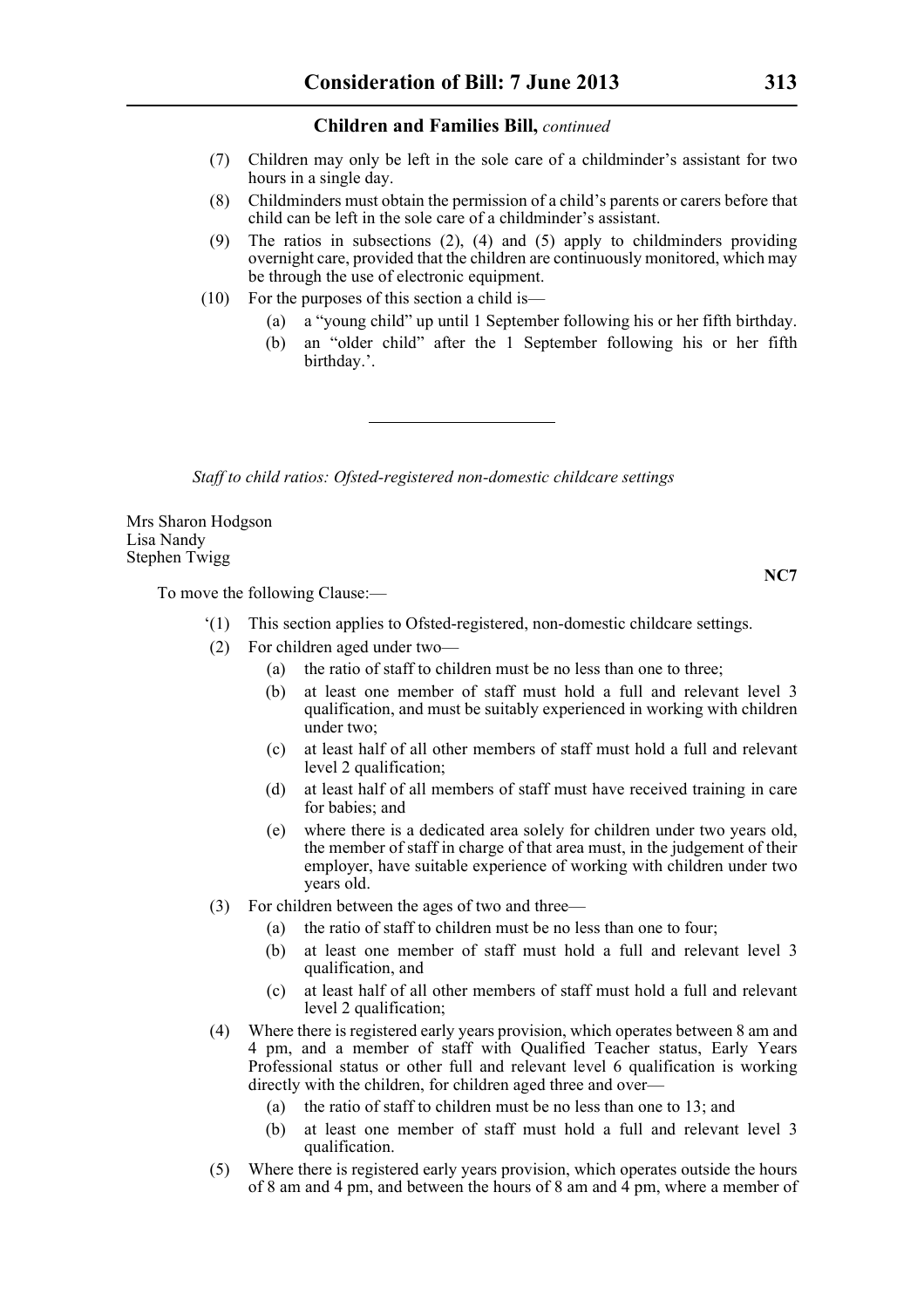(7) Children may only be left in the sole care of a childminder's assistant for two hours in a single day.

(8) Childminders must obtain the permission of a child's parents or carers before that child can be left in the sole care of a childminder's assistant.

(9) The ratios in subsections (2), (4) and (5) apply to childminders providing overnight care, provided that the children are continuously monitored, which may be through the use of electronic equipment.

(10) For the purposes of this section a child is—

(a) a "young child" up until 1 September following his or her fifth birthday.

(b) an "older child" after the 1 September following his or her fifth birthday.'.

---

*Staff to child ratios: Ofsted-registered non-domestic childcare settings*

Mrs Sharon Hodgson
Lisa Nandy
Stephen Twigg

**NC7**

To move the following Clause:—

'(1) This section applies to Ofsted-registered, non-domestic childcare settings.

(2) For children aged under two—

(a) the ratio of staff to children must be no less than one to three;

(b) at least one member of staff must hold a full and relevant level 3 qualification, and must be suitably experienced in working with children under two;

(c) at least half of all other members of staff must hold a full and relevant level 2 qualification;

(d) at least half of all members of staff must have received training in care for babies; and

(e) where there is a dedicated area solely for children under two years old, the member of staff in charge of that area must, in the judgement of their employer, have suitable experience of working with children under two years old.

(3) For children between the ages of two and three—

(a) the ratio of staff to children must be no less than one to four;

(b) at least one member of staff must hold a full and relevant level 3 qualification, and

(c) at least half of all other members of staff must hold a full and relevant level 2 qualification;

(4) Where there is registered early years provision, which operates between 8 am and 4 pm, and a member of staff with Qualified Teacher status, Early Years Professional status or other full and relevant level 6 qualification is working directly with the children, for children aged three and over—

(a) the ratio of staff to children must be no less than one to 13; and

(b) at least one member of staff must hold a full and relevant level 3 qualification.

(5) Where there is registered early years provision, which operates outside the hours of 8 am and 4 pm, and between the hours of 8 am and 4 pm, where a member of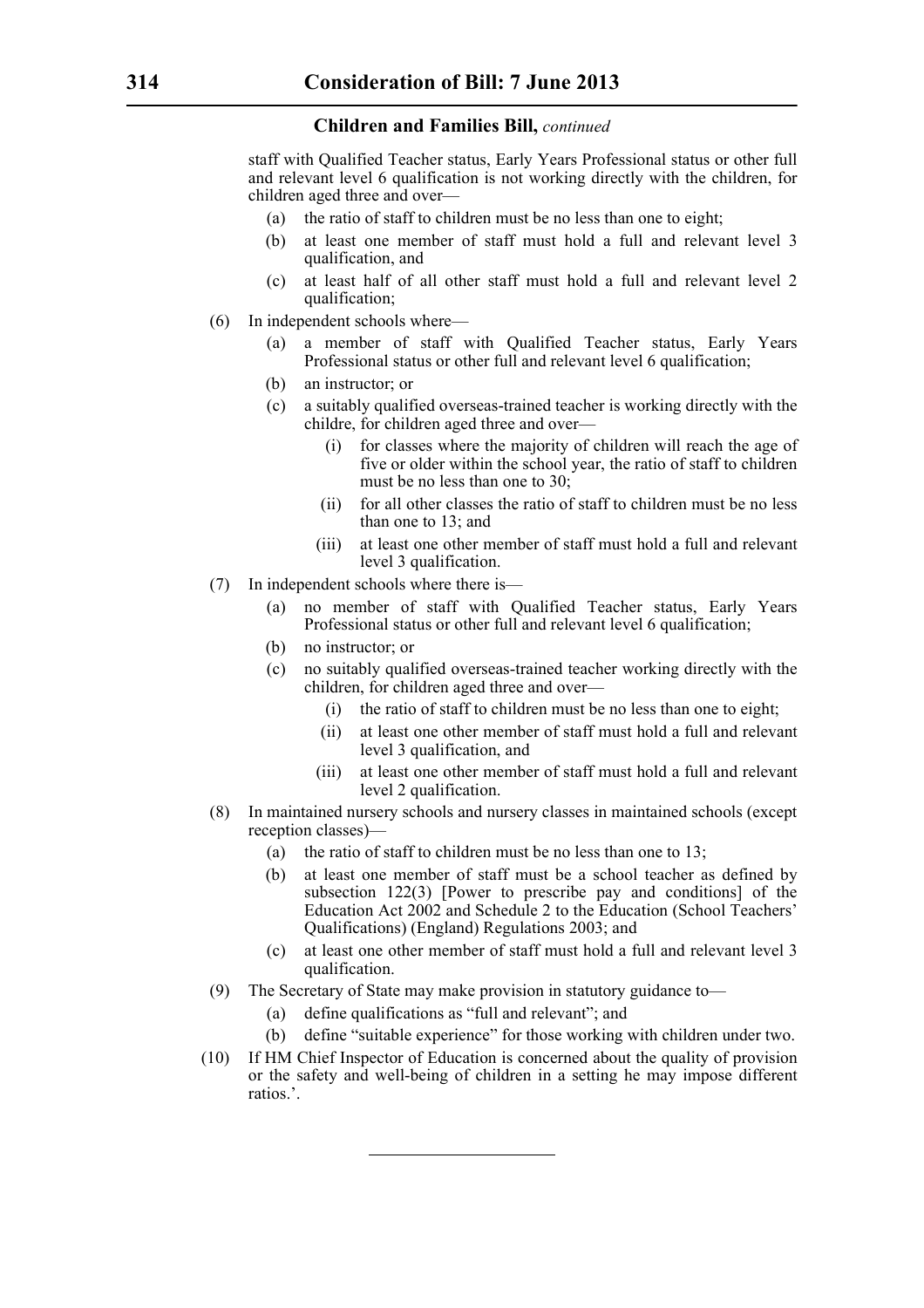staff with Qualified Teacher status, Early Years Professional status or other full and relevant level 6 qualification is not working directly with the children, for children aged three and over—

(a) the ratio of staff to children must be no less than one to eight;

(b) at least one member of staff must hold a full and relevant level 3 qualification, and

(c) at least half of all other staff must hold a full and relevant level 2 qualification;

(6) In independent schools where—

(a) a member of staff with Qualified Teacher status, Early Years Professional status or other full and relevant level 6 qualification;

(b) an instructor; or

(c) a suitably qualified overseas-trained teacher is working directly with the childre, for children aged three and over—

(i) for classes where the majority of children will reach the age of five or older within the school year, the ratio of staff to children must be no less than one to 30;

(ii) for all other classes the ratio of staff to children must be no less than one to 13; and

(iii) at least one other member of staff must hold a full and relevant level 3 qualification.

(7) In independent schools where there is—

(a) no member of staff with Qualified Teacher status, Early Years Professional status or other full and relevant level 6 qualification;

(b) no instructor; or

(c) no suitably qualified overseas-trained teacher working directly with the children, for children aged three and over—

(i) the ratio of staff to children must be no less than one to eight;

(ii) at least one other member of staff must hold a full and relevant level 3 qualification, and

(iii) at least one other member of staff must hold a full and relevant level 2 qualification.

(8) In maintained nursery schools and nursery classes in maintained schools (except reception classes)—

(a) the ratio of staff to children must be no less than one to 13;

(b) at least one member of staff must be a school teacher as defined by subsection 122(3) [Power to prescribe pay and conditions] of the Education Act 2002 and Schedule 2 to the Education (School Teachers' Qualifications) (England) Regulations 2003; and

(c) at least one other member of staff must hold a full and relevant level 3 qualification.

(9) The Secretary of State may make provision in statutory guidance to—

(a) define qualifications as "full and relevant"; and

(b) define "suitable experience" for those working with children under two.

(10) If HM Chief Inspector of Education is concerned about the quality of provision or the safety and well-being of children in a setting he may impose different ratios.'.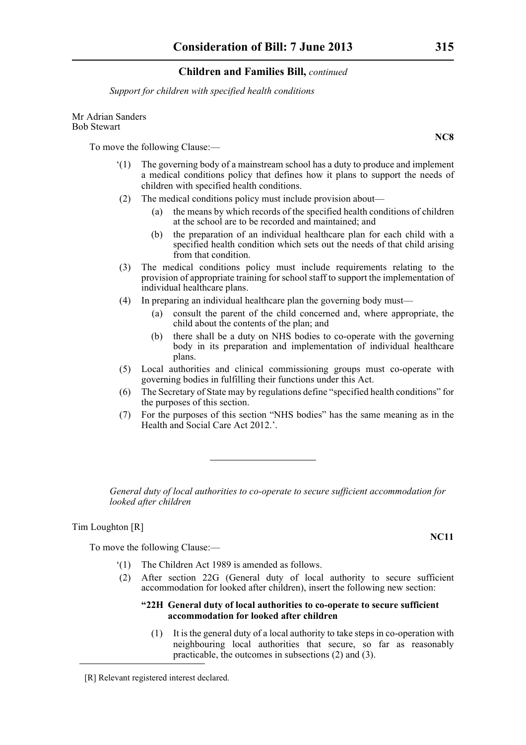*Support for children with specified health conditions*

Mr Adrian Sanders
Bob Stewart

**NC8**

To move the following Clause:—

'(1) The governing body of a mainstream school has a duty to produce and implement a medical conditions policy that defines how it plans to support the needs of children with specified health conditions.

(2) The medical conditions policy must include provision about—

(a) the means by which records of the specified health conditions of children at the school are to be recorded and maintained; and

(b) the preparation of an individual healthcare plan for each child with a specified health condition which sets out the needs of that child arising from that condition.

(3) The medical conditions policy must include requirements relating to the provision of appropriate training for school staff to support the implementation of individual healthcare plans.

(4) In preparing an individual healthcare plan the governing body must—

(a) consult the parent of the child concerned and, where appropriate, the child about the contents of the plan; and

(b) there shall be a duty on NHS bodies to co-operate with the governing body in its preparation and implementation of individual healthcare plans.

(5) Local authorities and clinical commissioning groups must co-operate with governing bodies in fulfilling their functions under this Act.

(6) The Secretary of State may by regulations define "specified health conditions" for the purposes of this section.

(7) For the purposes of this section "NHS bodies" has the same meaning as in the Health and Social Care Act 2012.'.

---

*General duty of local authorities to co-operate to secure sufficient accommodation for looked after children*

Tim Loughton [R]

**NC11**

To move the following Clause:—

'(1) The Children Act 1989 is amended as follows.

(2) After section 22G (General duty of local authority to secure sufficient accommodation for looked after children), insert the following new section:

**"22H General duty of local authorities to co-operate to secure sufficient accommodation for looked after children**

(1) It is the general duty of a local authority to take steps in co-operation with neighbouring local authorities that secure, so far as reasonably practicable, the outcomes in subsections (2) and (3).

[R] Relevant registered interest declared.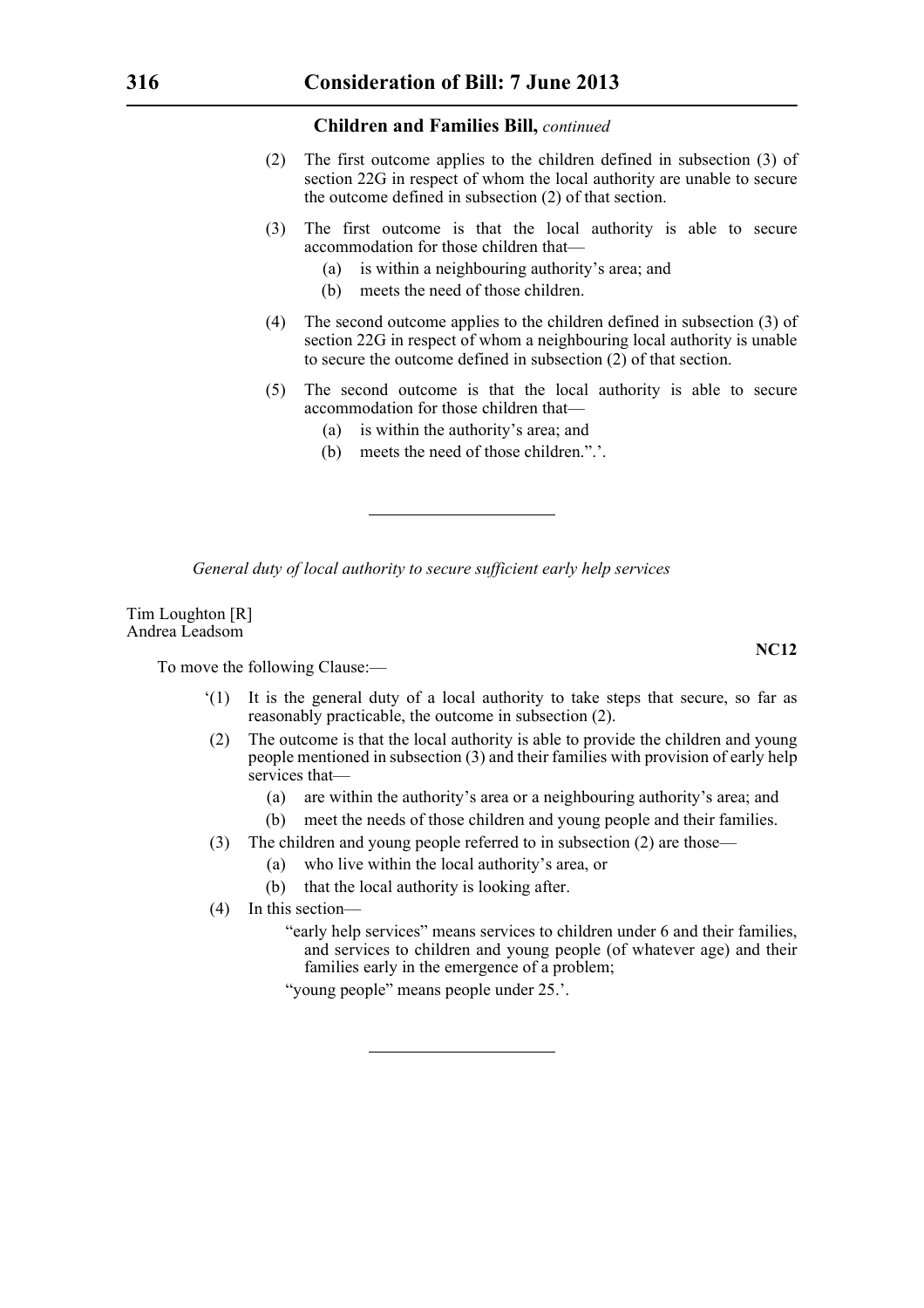**Children and Families Bill,** *continued*

(2) The first outcome applies to the children defined in subsection (3) of section 22G in respect of whom the local authority are unable to secure the outcome defined in subsection (2) of that section.

(3) The first outcome is that the local authority is able to secure accommodation for those children that—

(a) is within a neighbouring authority's area; and

(b) meets the need of those children.

(4) The second outcome applies to the children defined in subsection (3) of section 22G in respect of whom a neighbouring local authority is unable to secure the outcome defined in subsection (2) of that section.

(5) The second outcome is that the local authority is able to secure accommodation for those children that—

(a) is within the authority's area; and

(b) meets the need of those children.".'.

---

*General duty of local authority to secure sufficient early help services*

Tim Loughton [R]
Andrea Leadsom

**NC12**

To move the following Clause:—

'(1) It is the general duty of a local authority to take steps that secure, so far as reasonably practicable, the outcome in subsection (2).

(2) The outcome is that the local authority is able to provide the children and young people mentioned in subsection (3) and their families with provision of early help services that—

(a) are within the authority's area or a neighbouring authority's area; and

(b) meet the needs of those children and young people and their families.

(3) The children and young people referred to in subsection (2) are those—

(a) who live within the local authority's area, or

(b) that the local authority is looking after.

(4) In this section—

"early help services" means services to children under 6 and their families, and services to children and young people (of whatever age) and their families early in the emergence of a problem;

"young people" means people under 25.'.

---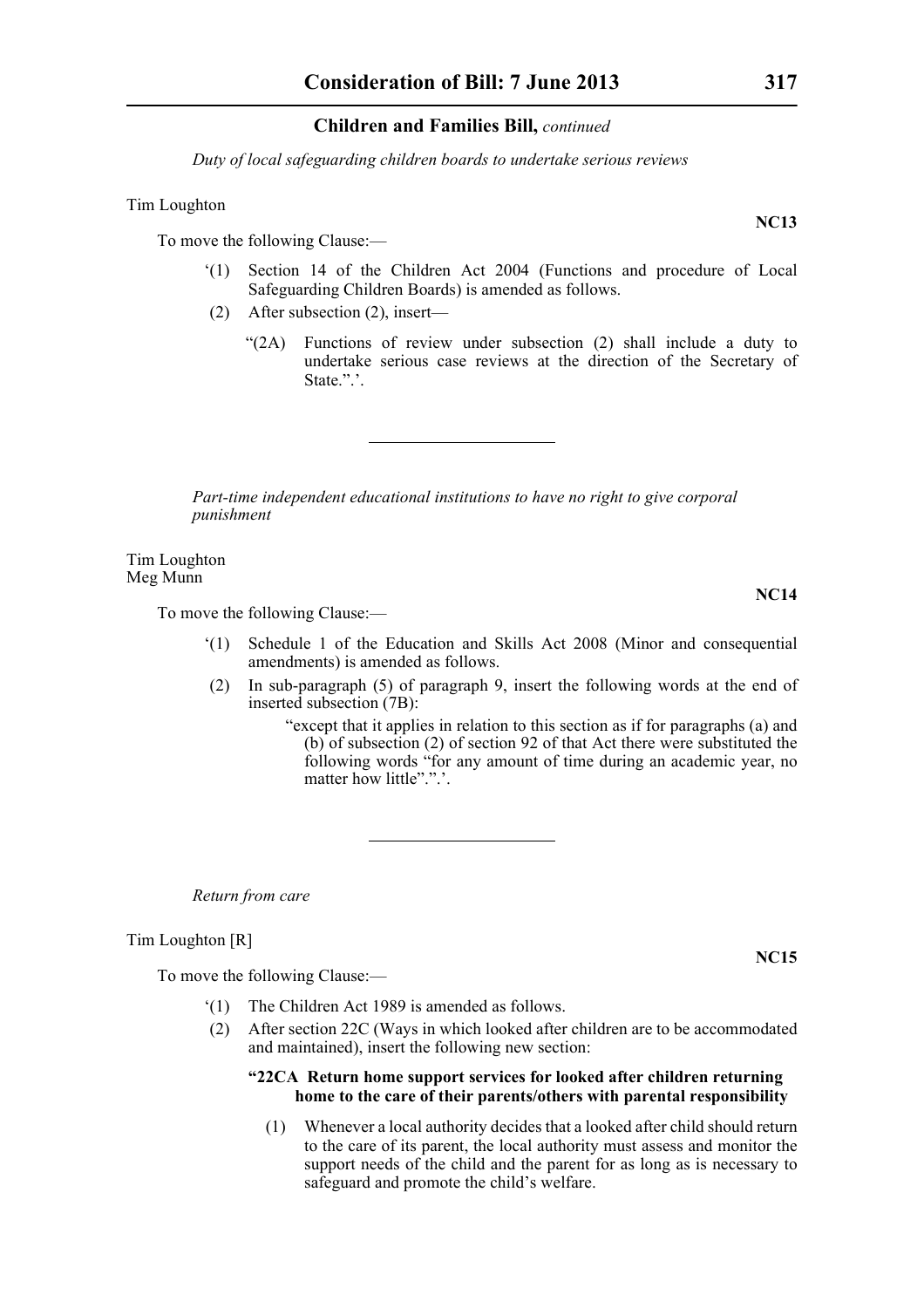*Duty of local safeguarding children boards to undertake serious reviews*

Tim Loughton

**NC13**

To move the following Clause:—

'(1) Section 14 of the Children Act 2004 (Functions and procedure of Local Safeguarding Children Boards) is amended as follows.

(2) After subsection (2), insert—

"(2A) Functions of review under subsection (2) shall include a duty to undertake serious case reviews at the direction of the Secretary of State.".'.

---

*Part-time independent educational institutions to have no right to give corporal punishment*

Tim Loughton
Meg Munn

**NC14**

To move the following Clause:—

'(1) Schedule 1 of the Education and Skills Act 2008 (Minor and consequential amendments) is amended as follows.

(2) In sub-paragraph (5) of paragraph 9, insert the following words at the end of inserted subsection (7B):

"except that it applies in relation to this section as if for paragraphs (a) and (b) of subsection (2) of section 92 of that Act there were substituted the following words "for any amount of time during an academic year, no matter how little".".'.

---

*Return from care*

Tim Loughton [R]

**NC15**

To move the following Clause:—

'(1) The Children Act 1989 is amended as follows.

(2) After section 22C (Ways in which looked after children are to be accommodated and maintained), insert the following new section:

**"22CA Return home support services for looked after children returning home to the care of their parents/others with parental responsibility**

(1) Whenever a local authority decides that a looked after child should return to the care of its parent, the local authority must assess and monitor the support needs of the child and the parent for as long as is necessary to safeguard and promote the child's welfare.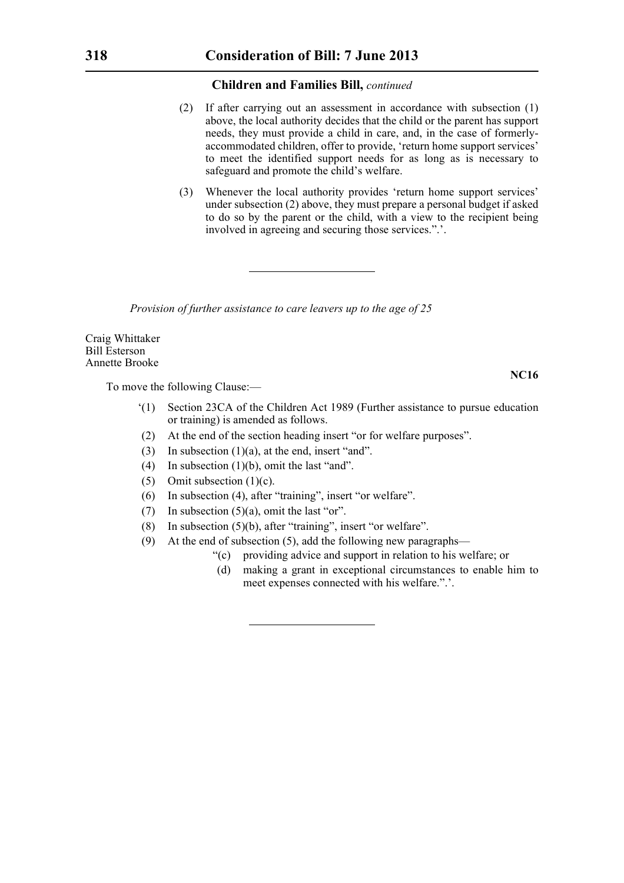**Children and Families Bill,** *continued*

(2) If after carrying out an assessment in accordance with subsection (1) above, the local authority decides that the child or the parent has support needs, they must provide a child in care, and, in the case of formerly-accommodated children, offer to provide, 'return home support services' to meet the identified support needs for as long as is necessary to safeguard and promote the child's welfare.

(3) Whenever the local authority provides 'return home support services' under subsection (2) above, they must prepare a personal budget if asked to do so by the parent or the child, with a view to the recipient being involved in agreeing and securing those services.".'.

---

*Provision of further assistance to care leavers up to the age of 25*

Craig Whittaker
Bill Esterson
Annette Brooke

**NC16**

To move the following Clause:—

'(1) Section 23CA of the Children Act 1989 (Further assistance to pursue education or training) is amended as follows.

(2) At the end of the section heading insert "or for welfare purposes".

(3) In subsection (1)(a), at the end, insert "and".

(4) In subsection (1)(b), omit the last "and".

(5) Omit subsection (1)(c).

(6) In subsection (4), after "training", insert "or welfare".

(7) In subsection (5)(a), omit the last "or".

(8) In subsection (5)(b), after "training", insert "or welfare".

(9) At the end of subsection (5), add the following new paragraphs—

"(c) providing advice and support in relation to his welfare; or

(d) making a grant in exceptional circumstances to enable him to meet expenses connected with his welfare.".'.

---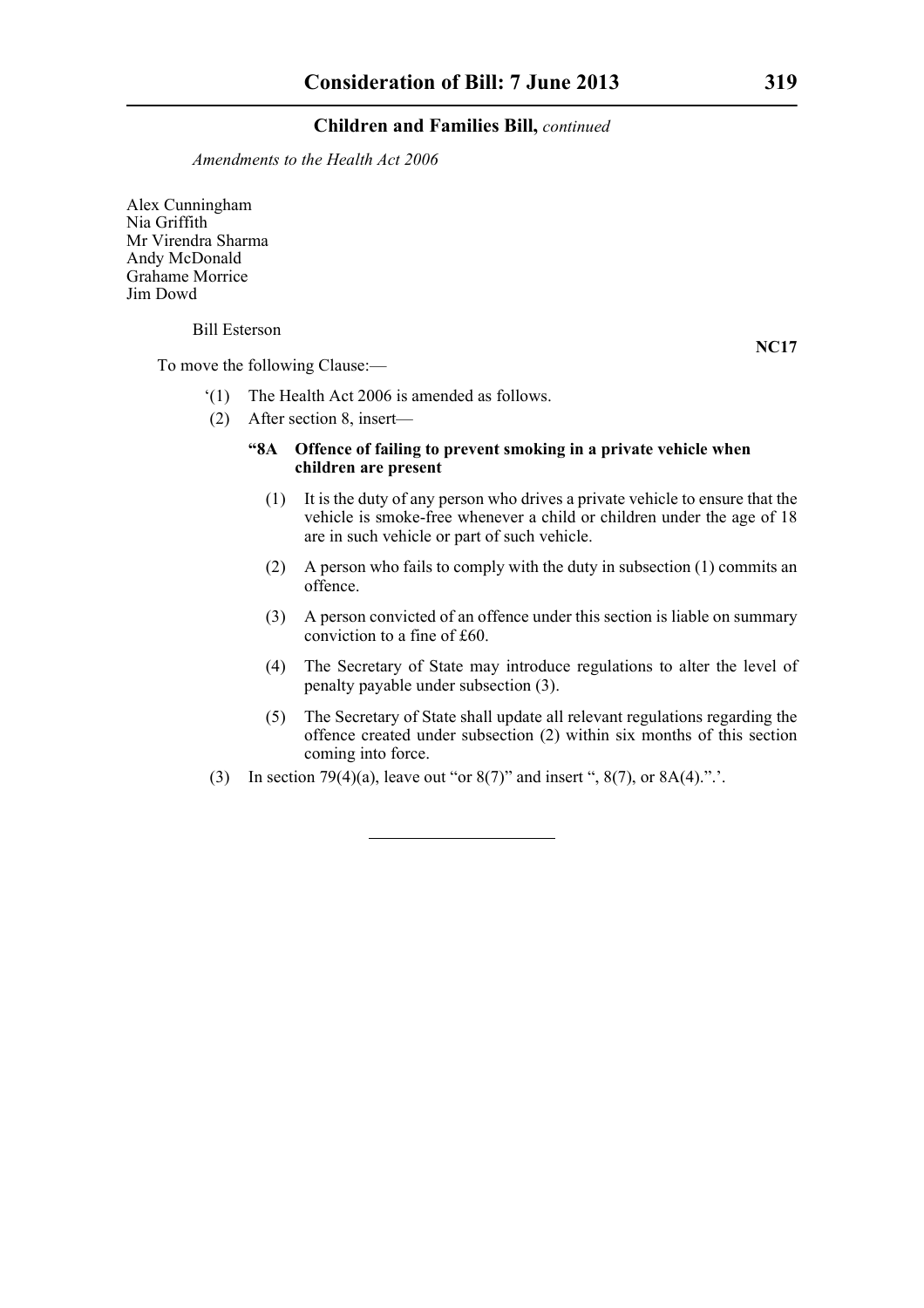*Amendments to the Health Act 2006*

Alex Cunningham
Nia Griffith
Mr Virendra Sharma
Andy McDonald
Grahame Morrice
Jim Dowd

Bill Esterson

**NC17**

To move the following Clause:—

‘(1) The Health Act 2006 is amended as follows.

(2) After section 8, insert—

**“8A Offence of failing to prevent smoking in a private vehicle when children are present**

(1) It is the duty of any person who drives a private vehicle to ensure that the vehicle is smoke-free whenever a child or children under the age of 18 are in such vehicle or part of such vehicle.

(2) A person who fails to comply with the duty in subsection (1) commits an offence.

(3) A person convicted of an offence under this section is liable on summary conviction to a fine of £60.

(4) The Secretary of State may introduce regulations to alter the level of penalty payable under subsection (3).

(5) The Secretary of State shall update all relevant regulations regarding the offence created under subsection (2) within six months of this section coming into force.

(3) In section 79(4)(a), leave out “or 8(7)” and insert “, 8(7), or 8A(4).”.’.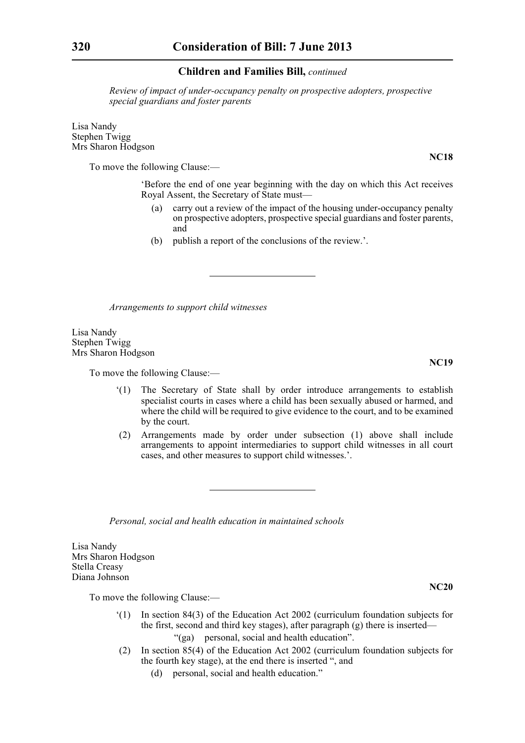*Review of impact of under-occupancy penalty on prospective adopters, prospective special guardians and foster parents*

Lisa Nandy
Stephen Twigg
Mrs Sharon Hodgson

**NC18**

To move the following Clause:—

'Before the end of one year beginning with the day on which this Act receives Royal Assent, the Secretary of State must—

(a) carry out a review of the impact of the housing under-occupancy penalty on prospective adopters, prospective special guardians and foster parents, and

(b) publish a report of the conclusions of the review.'.

---

*Arrangements to support child witnesses*

Lisa Nandy
Stephen Twigg
Mrs Sharon Hodgson

**NC19**

To move the following Clause:—

'(1) The Secretary of State shall by order introduce arrangements to establish specialist courts in cases where a child has been sexually abused or harmed, and where the child will be required to give evidence to the court, and to be examined by the court.

(2) Arrangements made by order under subsection (1) above shall include arrangements to appoint intermediaries to support child witnesses in all court cases, and other measures to support child witnesses.'.

---

*Personal, social and health education in maintained schools*

Lisa Nandy
Mrs Sharon Hodgson
Stella Creasy
Diana Johnson

**NC20**

To move the following Clause:—

'(1) In section 84(3) of the Education Act 2002 (curriculum foundation subjects for the first, second and third key stages), after paragraph (g) there is inserted—

"(ga) personal, social and health education".

(2) In section 85(4) of the Education Act 2002 (curriculum foundation subjects for the fourth key stage), at the end there is inserted ", and

(d) personal, social and health education."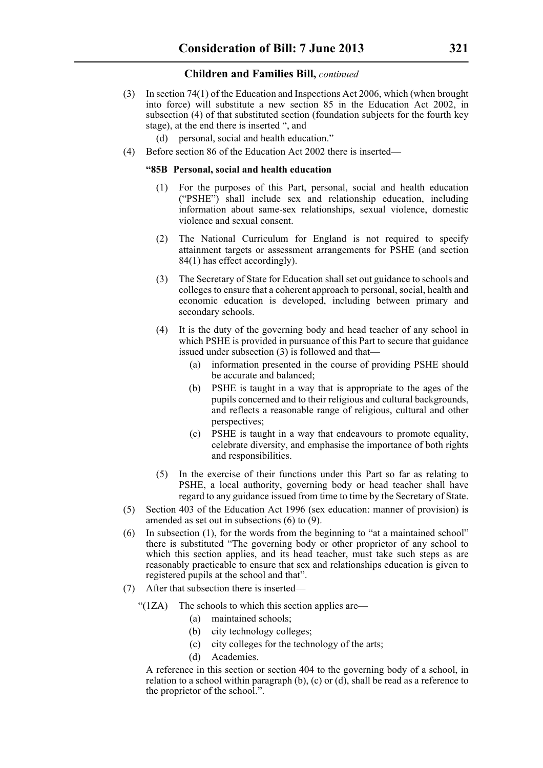(3) In section 74(1) of the Education and Inspections Act 2006, which (when brought into force) will substitute a new section 85 in the Education Act 2002, in subsection (4) of that substituted section (foundation subjects for the fourth key stage), at the end there is inserted ", and

(d) personal, social and health education."

(4) Before section 86 of the Education Act 2002 there is inserted—

**"85B Personal, social and health education**

(1) For the purposes of this Part, personal, social and health education ("PSHE") shall include sex and relationship education, including information about same-sex relationships, sexual violence, domestic violence and sexual consent.

(2) The National Curriculum for England is not required to specify attainment targets or assessment arrangements for PSHE (and section 84(1) has effect accordingly).

(3) The Secretary of State for Education shall set out guidance to schools and colleges to ensure that a coherent approach to personal, social, health and economic education is developed, including between primary and secondary schools.

(4) It is the duty of the governing body and head teacher of any school in which PSHE is provided in pursuance of this Part to secure that guidance issued under subsection (3) is followed and that—

(a) information presented in the course of providing PSHE should be accurate and balanced;

(b) PSHE is taught in a way that is appropriate to the ages of the pupils concerned and to their religious and cultural backgrounds, and reflects a reasonable range of religious, cultural and other perspectives;

(c) PSHE is taught in a way that endeavours to promote equality, celebrate diversity, and emphasise the importance of both rights and responsibilities.

(5) In the exercise of their functions under this Part so far as relating to PSHE, a local authority, governing body or head teacher shall have regard to any guidance issued from time to time by the Secretary of State.

(5) Section 403 of the Education Act 1996 (sex education: manner of provision) is amended as set out in subsections (6) to (9).

(6) In subsection (1), for the words from the beginning to "at a maintained school" there is substituted "The governing body or other proprietor of any school to which this section applies, and its head teacher, must take such steps as are reasonably practicable to ensure that sex and relationships education is given to registered pupils at the school and that".

(7) After that subsection there is inserted—

"(1ZA) The schools to which this section applies are—

(a) maintained schools;

(b) city technology colleges;

(c) city colleges for the technology of the arts;

(d) Academies.

A reference in this section or section 404 to the governing body of a school, in relation to a school within paragraph (b), (c) or (d), shall be read as a reference to the proprietor of the school.".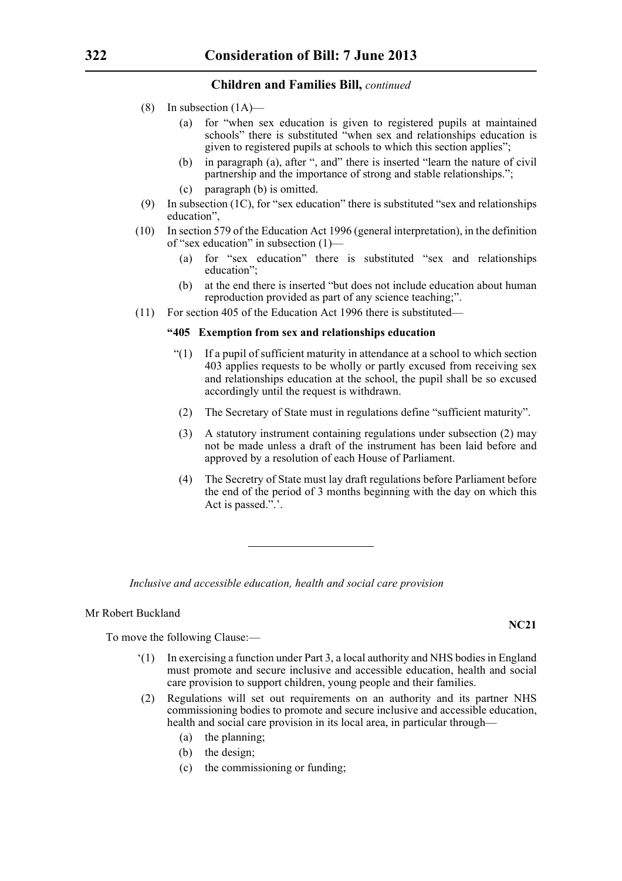### Children and Families Bill, *continued*

(8) In subsection (1A)—

(a) for "when sex education is given to registered pupils at maintained schools" there is substituted "when sex and relationships education is given to registered pupils at schools to which this section applies";

(b) in paragraph (a), after ", and" there is inserted "learn the nature of civil partnership and the importance of strong and stable relationships.";

(c) paragraph (b) is omitted.

(9) In subsection (1C), for "sex education" there is substituted "sex and relationships education",

(10) In section 579 of the Education Act 1996 (general interpretation), in the definition of "sex education" in subsection (1)—

(a) for "sex education" there is substituted "sex and relationships education";

(b) at the end there is inserted "but does not include education about human reproduction provided as part of any science teaching;".

(11) For section 405 of the Education Act 1996 there is substituted—

**"405 Exemption from sex and relationships education**

"(1) If a pupil of sufficient maturity in attendance at a school to which section 403 applies requests to be wholly or partly excused from receiving sex and relationships education at the school, the pupil shall be so excused accordingly until the request is withdrawn.

(2) The Secretary of State must in regulations define "sufficient maturity".

(3) A statutory instrument containing regulations under subsection (2) may not be made unless a draft of the instrument has been laid before and approved by a resolution of each House of Parliament.

(4) The Secretry of State must lay draft regulations before Parliament before the end of the period of 3 months beginning with the day on which this Act is passed.".'.

---

*Inclusive and accessible education, health and social care provision*

Mr Robert Buckland

**NC21**

To move the following Clause:—

'(1) In exercising a function under Part 3, a local authority and NHS bodies in England must promote and secure inclusive and accessible education, health and social care provision to support children, young people and their families.

(2) Regulations will set out requirements on an authority and its partner NHS commissioning bodies to promote and secure inclusive and accessible education, health and social care provision in its local area, in particular through—

(a) the planning;

(b) the design;

(c) the commissioning or funding;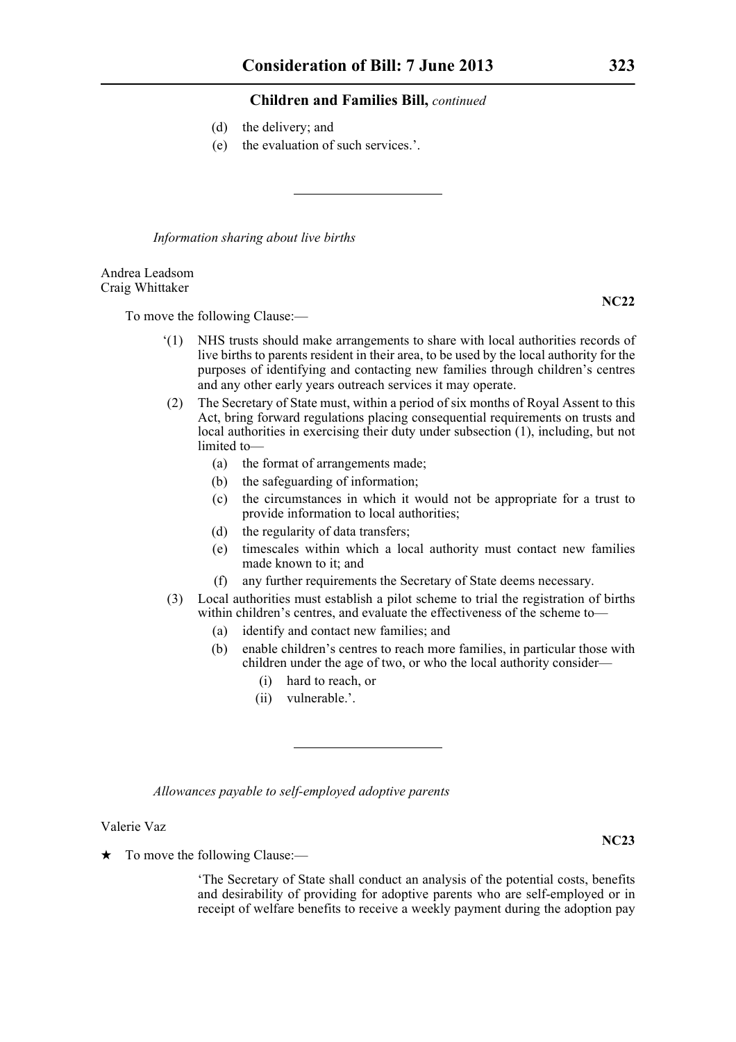(d) the delivery; and

(e) the evaluation of such services.'.

---

*Information sharing about live births*

Andrea Leadsom
Craig Whittaker

**NC22**

To move the following Clause:—

'(1) NHS trusts should make arrangements to share with local authorities records of live births to parents resident in their area, to be used by the local authority for the purposes of identifying and contacting new families through children's centres and any other early years outreach services it may operate.

(2) The Secretary of State must, within a period of six months of Royal Assent to this Act, bring forward regulations placing consequential requirements on trusts and local authorities in exercising their duty under subsection (1), including, but not limited to—

(a) the format of arrangements made;

(b) the safeguarding of information;

(c) the circumstances in which it would not be appropriate for a trust to provide information to local authorities;

(d) the regularity of data transfers;

(e) timescales within which a local authority must contact new families made known to it; and

(f) any further requirements the Secretary of State deems necessary.

(3) Local authorities must establish a pilot scheme to trial the registration of births within children's centres, and evaluate the effectiveness of the scheme to—

(a) identify and contact new families; and

(b) enable children's centres to reach more families, in particular those with children under the age of two, or who the local authority consider—

(i) hard to reach, or

(ii) vulnerable.'.

---

*Allowances payable to self-employed adoptive parents*

Valerie Vaz

**NC23**

★ To move the following Clause:—

'The Secretary of State shall conduct an analysis of the potential costs, benefits and desirability of providing for adoptive parents who are self-employed or in receipt of welfare benefits to receive a weekly payment during the adoption pay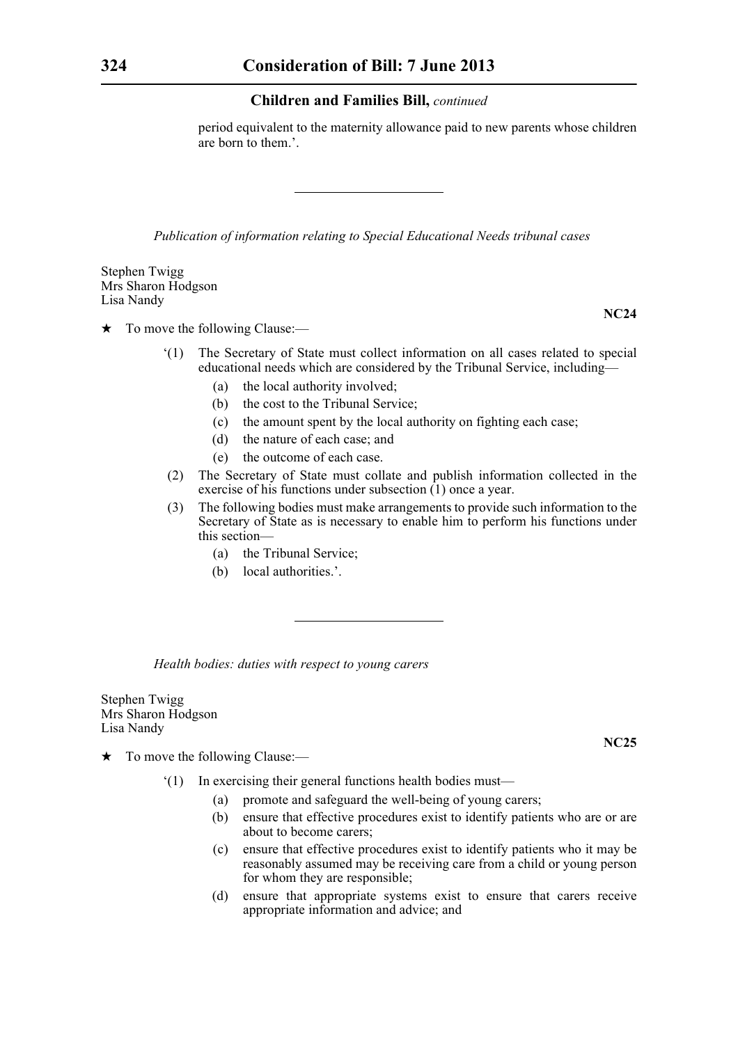period equivalent to the maternity allowance paid to new parents whose children are born to them.’.

---

*Publication of information relating to Special Educational Needs tribunal cases*

Stephen Twigg
Mrs Sharon Hodgson
Lisa Nandy

**NC24**

★ To move the following Clause:—

‘(1) The Secretary of State must collect information on all cases related to special educational needs which are considered by the Tribunal Service, including—

(a) the local authority involved;

(b) the cost to the Tribunal Service;

(c) the amount spent by the local authority on fighting each case;

(d) the nature of each case; and

(e) the outcome of each case.

(2) The Secretary of State must collate and publish information collected in the exercise of his functions under subsection (1) once a year.

(3) The following bodies must make arrangements to provide such information to the Secretary of State as is necessary to enable him to perform his functions under this section—

(a) the Tribunal Service;

(b) local authorities.’.

---

*Health bodies: duties with respect to young carers*

Stephen Twigg
Mrs Sharon Hodgson
Lisa Nandy

**NC25**

★ To move the following Clause:—

‘(1) In exercising their general functions health bodies must—

(a) promote and safeguard the well-being of young carers;

(b) ensure that effective procedures exist to identify patients who are or are about to become carers;

(c) ensure that effective procedures exist to identify patients who it may be reasonably assumed may be receiving care from a child or young person for whom they are responsible;

(d) ensure that appropriate systems exist to ensure that carers receive appropriate information and advice; and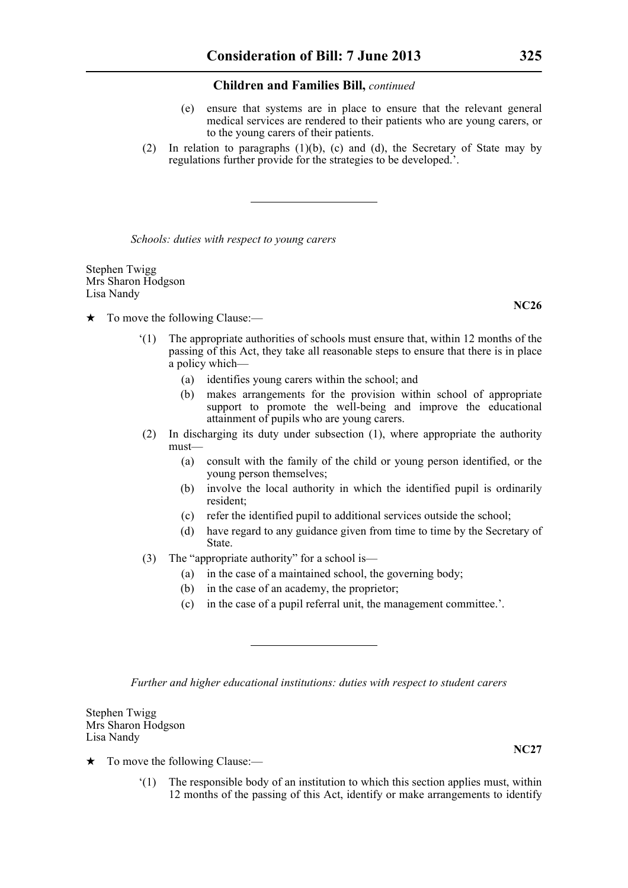(e) ensure that systems are in place to ensure that the relevant general medical services are rendered to their patients who are young carers, or to the young carers of their patients.

(2) In relation to paragraphs (1)(b), (c) and (d), the Secretary of State may by regulations further provide for the strategies to be developed.'.

---

*Schools: duties with respect to young carers*

Stephen Twigg
Mrs Sharon Hodgson
Lisa Nandy

**NC26**

★ To move the following Clause:—

'(1) The appropriate authorities of schools must ensure that, within 12 months of the passing of this Act, they take all reasonable steps to ensure that there is in place a policy which—

(a) identifies young carers within the school; and

(b) makes arrangements for the provision within school of appropriate support to promote the well-being and improve the educational attainment of pupils who are young carers.

(2) In discharging its duty under subsection (1), where appropriate the authority must—

(a) consult with the family of the child or young person identified, or the young person themselves;

(b) involve the local authority in which the identified pupil is ordinarily resident;

(c) refer the identified pupil to additional services outside the school;

(d) have regard to any guidance given from time to time by the Secretary of State.

(3) The "appropriate authority" for a school is—

(a) in the case of a maintained school, the governing body;

(b) in the case of an academy, the proprietor;

(c) in the case of a pupil referral unit, the management committee.'.

---

*Further and higher educational institutions: duties with respect to student carers*

Stephen Twigg
Mrs Sharon Hodgson
Lisa Nandy

**NC27**

★ To move the following Clause:—

'(1) The responsible body of an institution to which this section applies must, within 12 months of the passing of this Act, identify or make arrangements to identify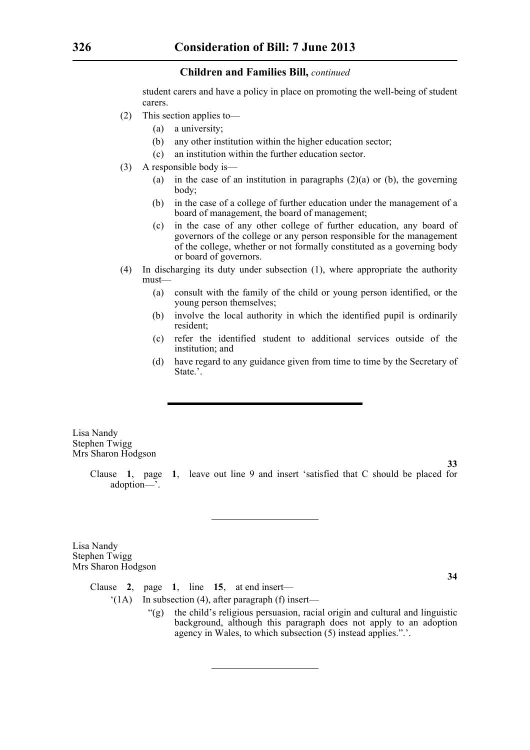student carers and have a policy in place on promoting the well-being of student carers.

(2) This section applies to—

(a) a university;

(b) any other institution within the higher education sector;

(c) an institution within the further education sector.

(3) A responsible body is—

(a) in the case of an institution in paragraphs (2)(a) or (b), the governing body;

(b) in the case of a college of further education under the management of a board of management, the board of management;

(c) in the case of any other college of further education, any board of governors of the college or any person responsible for the management of the college, whether or not formally constituted as a governing body or board of governors.

(4) In discharging its duty under subsection (1), where appropriate the authority must—

(a) consult with the family of the child or young person identified, or the young person themselves;

(b) involve the local authority in which the identified pupil is ordinarily resident;

(c) refer the identified student to additional services outside of the institution; and

(d) have regard to any guidance given from time to time by the Secretary of State.'.

---

Lisa Nandy
Stephen Twigg
Mrs Sharon Hodgson

**33**

Clause **1**, page **1**, leave out line 9 and insert 'satisfied that C should be placed for adoption—'.

---

Lisa Nandy
Stephen Twigg
Mrs Sharon Hodgson

**34**

Clause **2**, page **1**, line **15**, at end insert—

'(1A) In subsection (4), after paragraph (f) insert—

"(g) the child's religious persuasion, racial origin and cultural and linguistic background, although this paragraph does not apply to an adoption agency in Wales, to which subsection (5) instead applies.".'.

---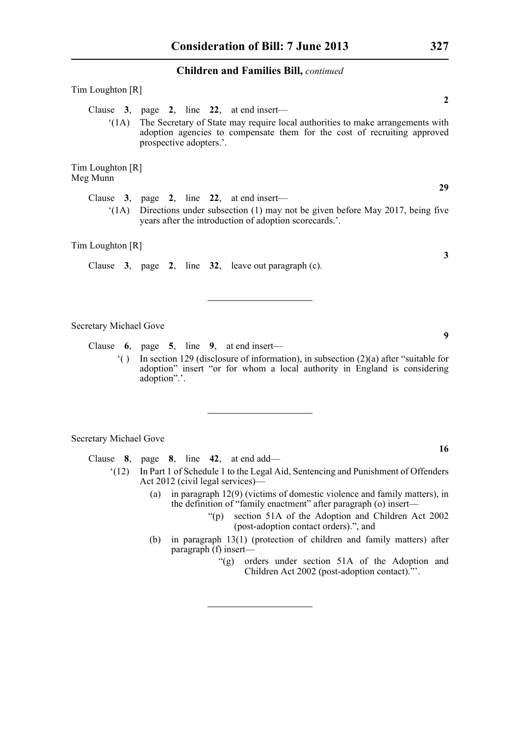Tim Loughton [R]

**2**

Clause **3**, page **2**, line **22**, at end insert—

'(1A) The Secretary of State may require local authorities to make arrangements with adoption agencies to compensate them for the cost of recruiting approved prospective adopters.'.

Tim Loughton [R]
Meg Munn

**29**

Clause **3**, page **2**, line **22**, at end insert—

'(1A) Directions under subsection (1) may not be given before May 2017, being five years after the introduction of adoption scorecards.'.

Tim Loughton [R]

**3**

Clause **3**, page **2**, line **32**, leave out paragraph (c).

---

Secretary Michael Gove

**9**

Clause **6**, page **5**, line **9**, at end insert—

'( ) In section 129 (disclosure of information), in subsection (2)(a) after "suitable for adoption" insert "or for whom a local authority in England is considering adoption".'.

---

Secretary Michael Gove

**16**

Clause **8**, page **8**, line **42**, at end add—

'(12) In Part 1 of Schedule 1 to the Legal Aid, Sentencing and Punishment of Offenders Act 2012 (civil legal services)—

(a) in paragraph 12(9) (victims of domestic violence and family matters), in the definition of "family enactment" after paragraph (o) insert—

"(p) section 51A of the Adoption and Children Act 2002 (post-adoption contact orders).", and

(b) in paragraph 13(1) (protection of children and family matters) after paragraph (f) insert—

"(g) orders under section 51A of the Adoption and Children Act 2002 (post-adoption contact)."'.

---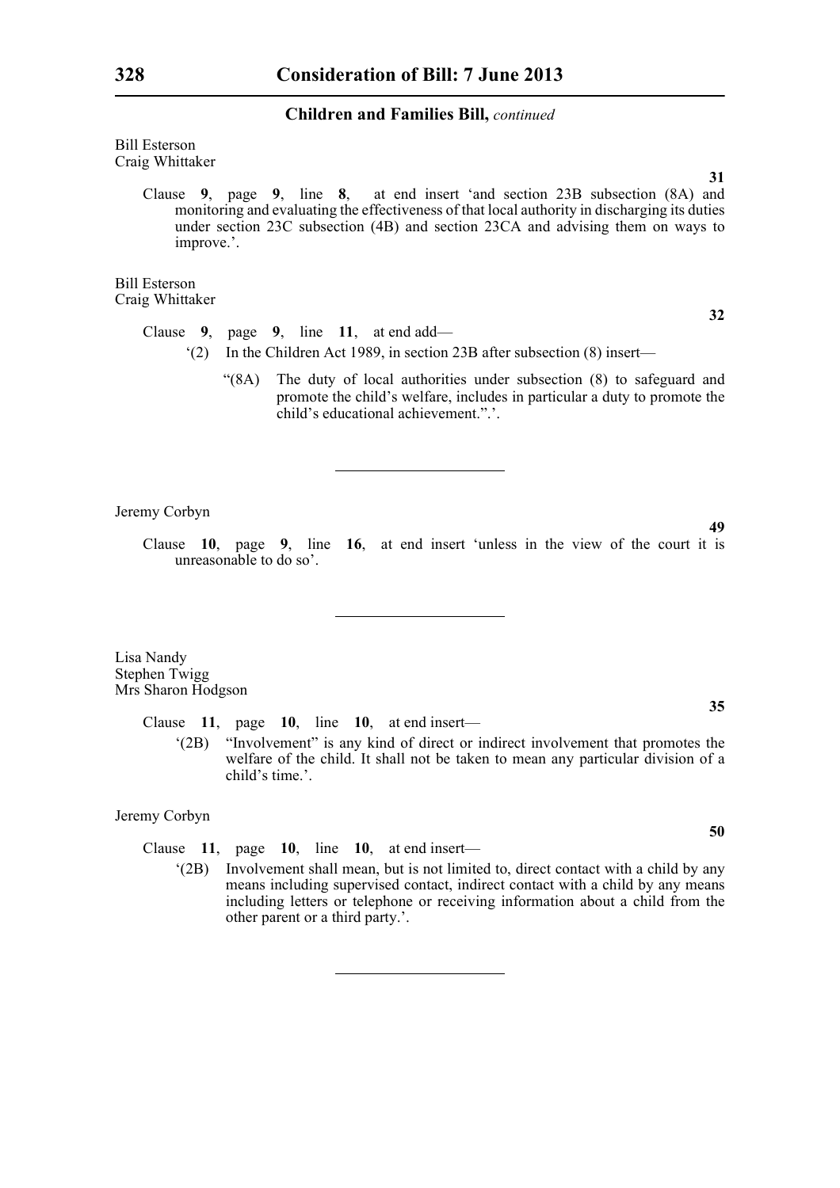Bill Esterson
Craig Whittaker

**31**

Clause **9**, page **9**, line **8**, at end insert 'and section 23B subsection (8A) and monitoring and evaluating the effectiveness of that local authority in discharging its duties under section 23C subsection (4B) and section 23CA and advising them on ways to improve.'.

Bill Esterson
Craig Whittaker

**32**

Clause **9**, page **9**, line **11**, at end add—

'(2) In the Children Act 1989, in section 23B after subsection (8) insert—

"(8A) The duty of local authorities under subsection (8) to safeguard and promote the child's welfare, includes in particular a duty to promote the child's educational achievement.".'.

---

Jeremy Corbyn

**49**

Clause **10**, page **9**, line **16**, at end insert 'unless in the view of the court it is unreasonable to do so'.

---

Lisa Nandy
Stephen Twigg
Mrs Sharon Hodgson

**35**

Clause **11**, page **10**, line **10**, at end insert—

'(2B) "Involvement" is any kind of direct or indirect involvement that promotes the welfare of the child. It shall not be taken to mean any particular division of a child's time.'.

Jeremy Corbyn

**50**

Clause **11**, page **10**, line **10**, at end insert—

'(2B) Involvement shall mean, but is not limited to, direct contact with a child by any means including supervised contact, indirect contact with a child by any means including letters or telephone or receiving information about a child from the other parent or a third party.'.

---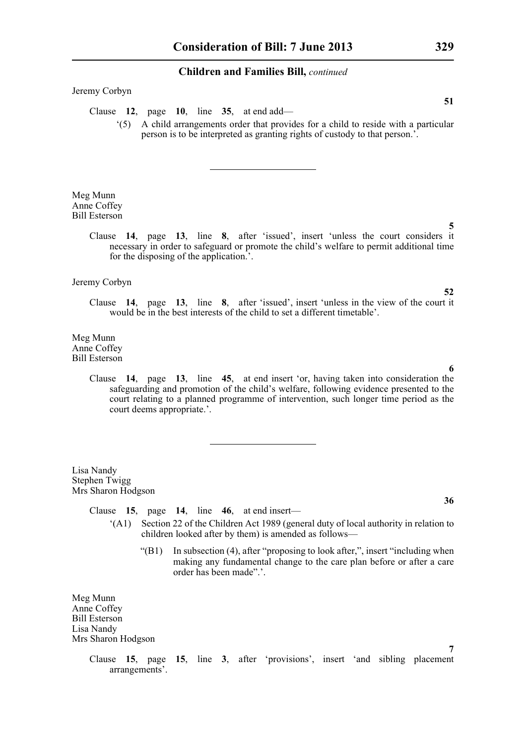Jeremy Corbyn

**51**

Clause **12**, page **10**, line **35**, at end add—

'(5) A child arrangements order that provides for a child to reside with a particular person is to be interpreted as granting rights of custody to that person.'.

---

Meg Munn
Anne Coffey
Bill Esterson

**5**

Clause **14**, page **13**, line **8**, after 'issued', insert 'unless the court considers it necessary in order to safeguard or promote the child's welfare to permit additional time for the disposing of the application.'.

Jeremy Corbyn

**52**

Clause **14**, page **13**, line **8**, after 'issued', insert 'unless in the view of the court it would be in the best interests of the child to set a different timetable'.

Meg Munn
Anne Coffey
Bill Esterson

**6**

Clause **14**, page **13**, line **45**, at end insert 'or, having taken into consideration the safeguarding and promotion of the child's welfare, following evidence presented to the court relating to a planned programme of intervention, such longer time period as the court deems appropriate.'.

---

Lisa Nandy
Stephen Twigg
Mrs Sharon Hodgson

**36**

Clause **15**, page **14**, line **46**, at end insert—

'(A1) Section 22 of the Children Act 1989 (general duty of local authority in relation to children looked after by them) is amended as follows—

"(B1) In subsection (4), after "proposing to look after,", insert "including when making any fundamental change to the care plan before or after a care order has been made".'.

Meg Munn
Anne Coffey
Bill Esterson
Lisa Nandy
Mrs Sharon Hodgson

**7**

Clause **15**, page **15**, line **3**, after 'provisions', insert 'and sibling placement arrangements'.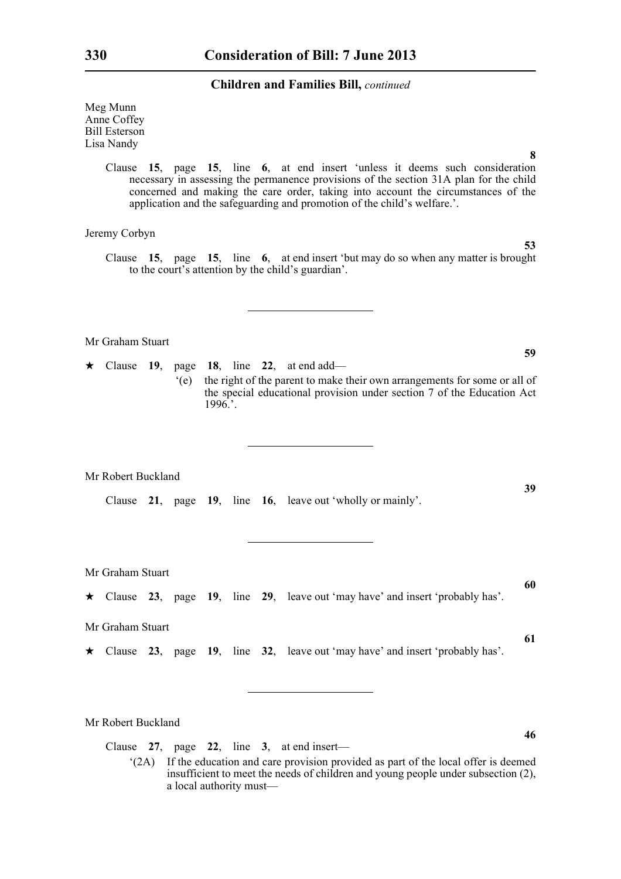Meg Munn
Anne Coffey
Bill Esterson
Lisa Nandy

**8**

Clause **15**, page **15**, line **6**, at end insert 'unless it deems such consideration necessary in assessing the permanence provisions of the section 31A plan for the child concerned and making the care order, taking into account the circumstances of the application and the safeguarding and promotion of the child's welfare.'.

Jeremy Corbyn

**53**

Clause **15**, page **15**, line **6**, at end insert 'but may do so when any matter is brought to the court's attention by the child's guardian'.

---

Mr Graham Stuart

**59**

★ Clause **19**, page **18**, line **22**, at end add—

'(e) the right of the parent to make their own arrangements for some or all of the special educational provision under section 7 of the Education Act 1996.'.

---

Mr Robert Buckland

**39**

Clause **21**, page **19**, line **16**, leave out 'wholly or mainly'.

---

Mr Graham Stuart

**60**

★ Clause **23**, page **19**, line **29**, leave out 'may have' and insert 'probably has'.

Mr Graham Stuart

**61**

★ Clause **23**, page **19**, line **32**, leave out 'may have' and insert 'probably has'.

---

Mr Robert Buckland

**46**

Clause **27**, page **22**, line **3**, at end insert—

'(2A) If the education and care provision provided as part of the local offer is deemed insufficient to meet the needs of children and young people under subsection (2), a local authority must—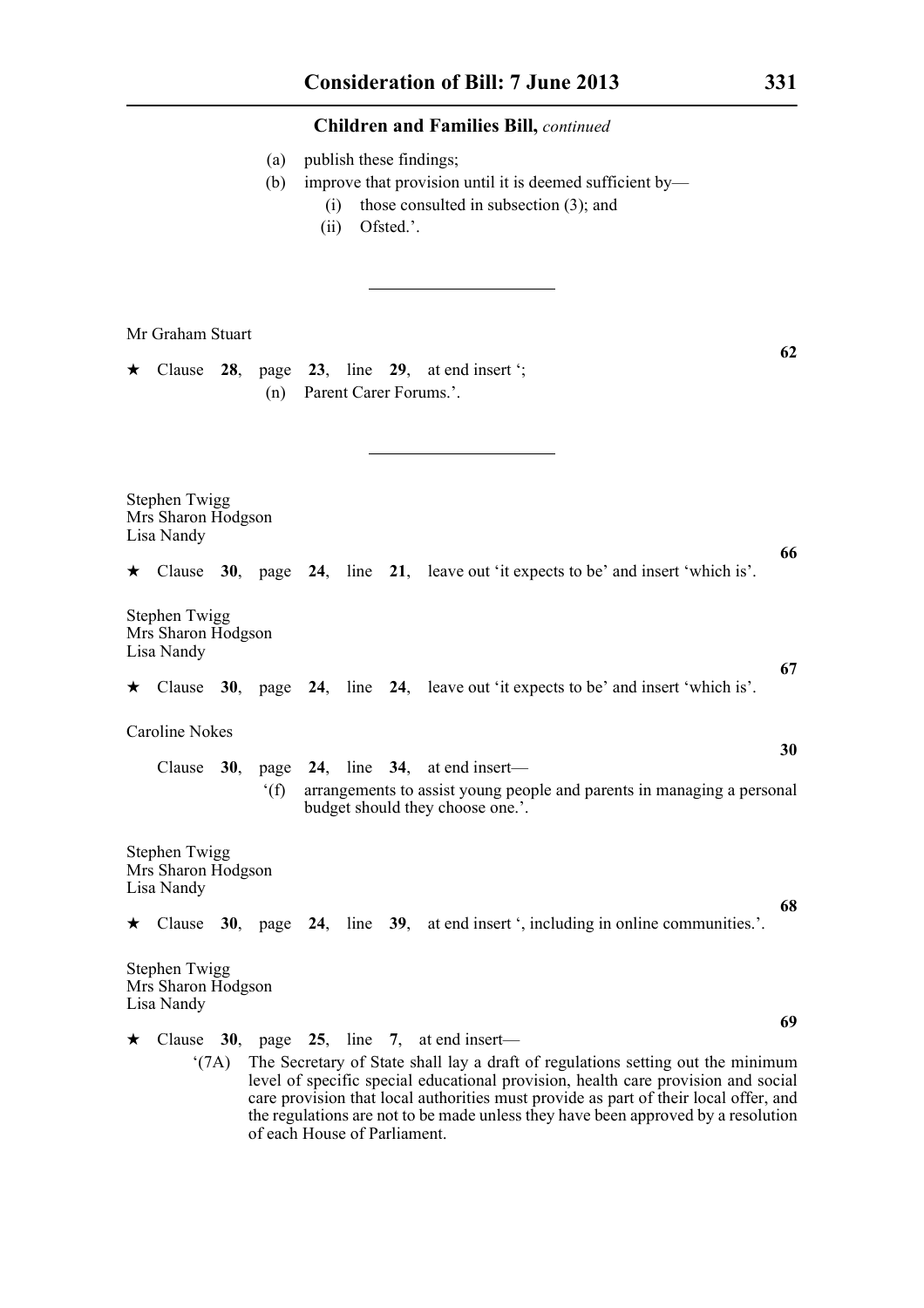(a) publish these findings;

(b) improve that provision until it is deemed sufficient by—

(i) those consulted in subsection (3); and

(ii) Ofsted.'.

---

Mr Graham Stuart

**62**

★ Clause **28**, page **23**, line **29**, at end insert ';

(n) Parent Carer Forums.'.

---

Stephen Twigg
Mrs Sharon Hodgson
Lisa Nandy

**66**

★ Clause **30**, page **24**, line **21**, leave out 'it expects to be' and insert 'which is'.

Stephen Twigg
Mrs Sharon Hodgson
Lisa Nandy

**67**

★ Clause **30**, page **24**, line **24**, leave out 'it expects to be' and insert 'which is'.

Caroline Nokes

**30**

Clause **30**, page **24**, line **34**, at end insert—

'(f) arrangements to assist young people and parents in managing a personal budget should they choose one.'.

Stephen Twigg
Mrs Sharon Hodgson
Lisa Nandy

**68**

★ Clause **30**, page **24**, line **39**, at end insert ', including in online communities.'.

Stephen Twigg
Mrs Sharon Hodgson
Lisa Nandy

**69**

★ Clause **30**, page **25**, line **7**, at end insert—

'(7A) The Secretary of State shall lay a draft of regulations setting out the minimum level of specific special educational provision, health care provision and social care provision that local authorities must provide as part of their local offer, and the regulations are not to be made unless they have been approved by a resolution of each House of Parliament.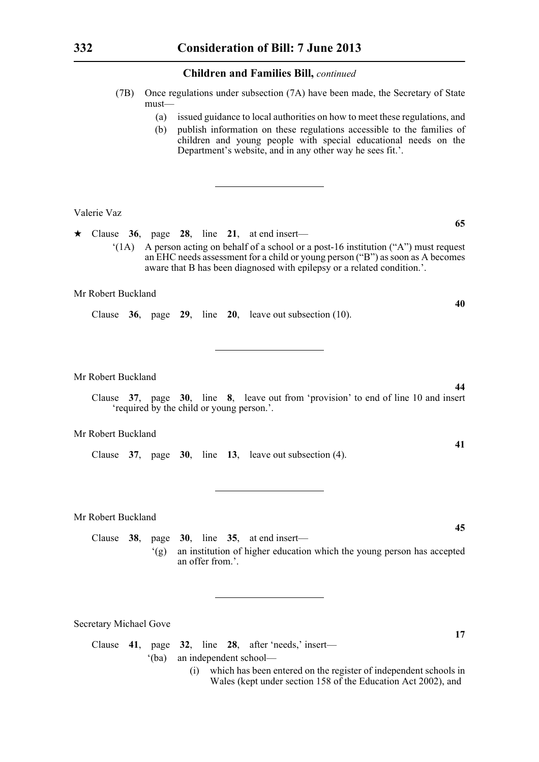(7B) Once regulations under subsection (7A) have been made, the Secretary of State must—

(a) issued guidance to local authorities on how to meet these regulations, and

(b) publish information on these regulations accessible to the families of children and young people with special educational needs on the Department's website, and in any other way he sees fit.'.

---

Valerie Vaz

**65**

★ Clause **36**, page **28**, line **21**, at end insert—

'(1A) A person acting on behalf of a school or a post-16 institution ("A") must request an EHC needs assessment for a child or young person ("B") as soon as A becomes aware that B has been diagnosed with epilepsy or a related condition.'.

Mr Robert Buckland

**40**

Clause **36**, page **29**, line **20**, leave out subsection (10).

---

Mr Robert Buckland

**44**

Clause **37**, page **30**, line **8**, leave out from 'provision' to end of line 10 and insert 'required by the child or young person.'.

Mr Robert Buckland

**41**

Clause **37**, page **30**, line **13**, leave out subsection (4).

---

Mr Robert Buckland

**45**

Clause **38**, page **30**, line **35**, at end insert—

'(g) an institution of higher education which the young person has accepted an offer from.'.

---

Secretary Michael Gove

**17**

Clause **41**, page **32**, line **28**, after 'needs,' insert—

'(ba) an independent school—

(i) which has been entered on the register of independent schools in Wales (kept under section 158 of the Education Act 2002), and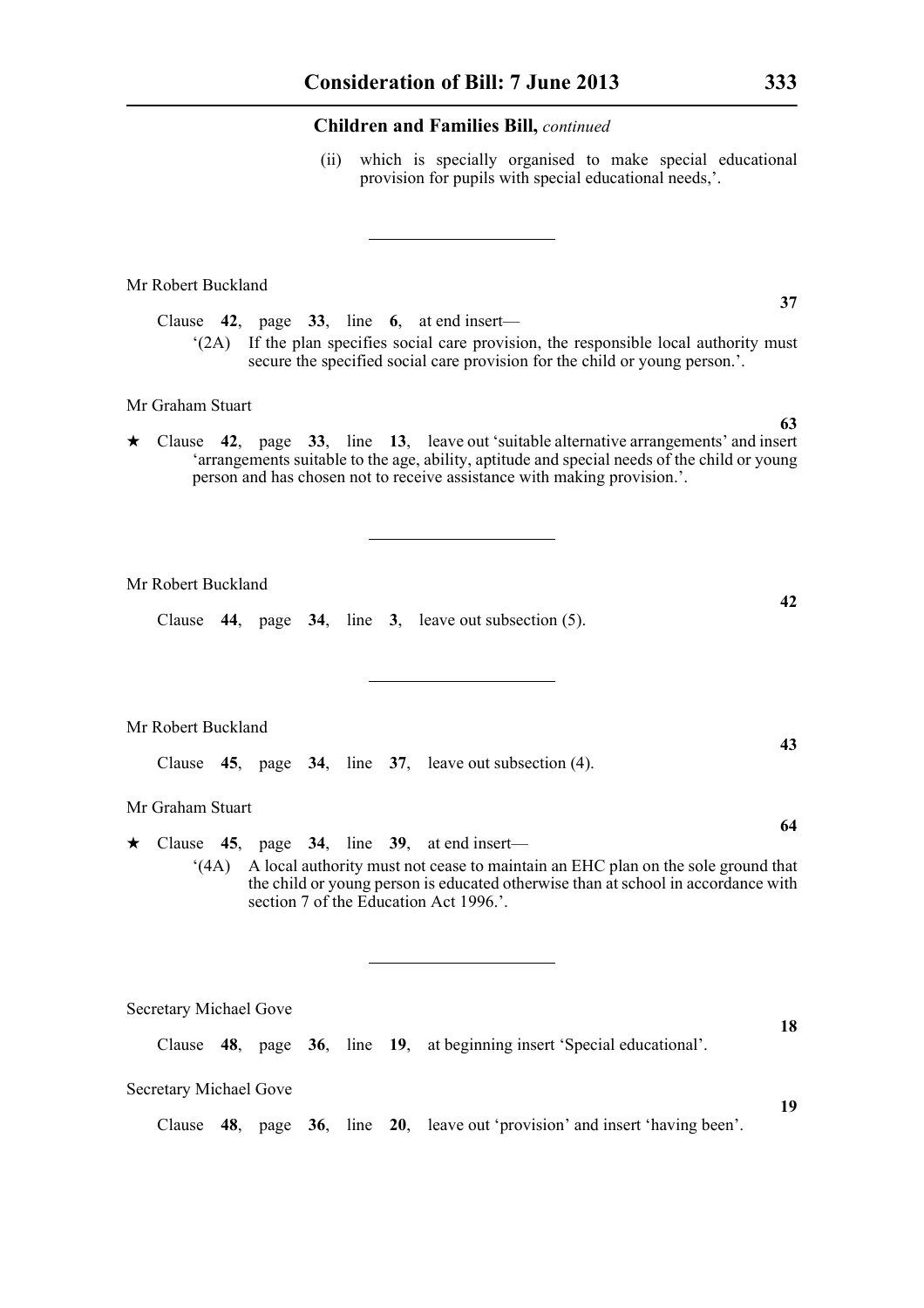**Children and Families Bill,** *continued*

(ii) which is specially organised to make special educational provision for pupils with special educational needs,'.

---

Mr Robert Buckland

**37**

Clause **42**, page **33**, line **6**, at end insert—

'(2A) If the plan specifies social care provision, the responsible local authority must secure the specified social care provision for the child or young person.'.

Mr Graham Stuart

**63**

★ Clause **42**, page **33**, line **13**, leave out 'suitable alternative arrangements' and insert 'arrangements suitable to the age, ability, aptitude and special needs of the child or young person and has chosen not to receive assistance with making provision.'.

---

Mr Robert Buckland

**42**

Clause **44**, page **34**, line **3**, leave out subsection (5).

---

Mr Robert Buckland

**43**

Clause **45**, page **34**, line **37**, leave out subsection (4).

Mr Graham Stuart

**64**

★ Clause **45**, page **34**, line **39**, at end insert—

'(4A) A local authority must not cease to maintain an EHC plan on the sole ground that the child or young person is educated otherwise than at school in accordance with section 7 of the Education Act 1996.'.

---

Secretary Michael Gove

**18**

Clause **48**, page **36**, line **19**, at beginning insert 'Special educational'.

Secretary Michael Gove

**19**

Clause **48**, page **36**, line **20**, leave out 'provision' and insert 'having been'.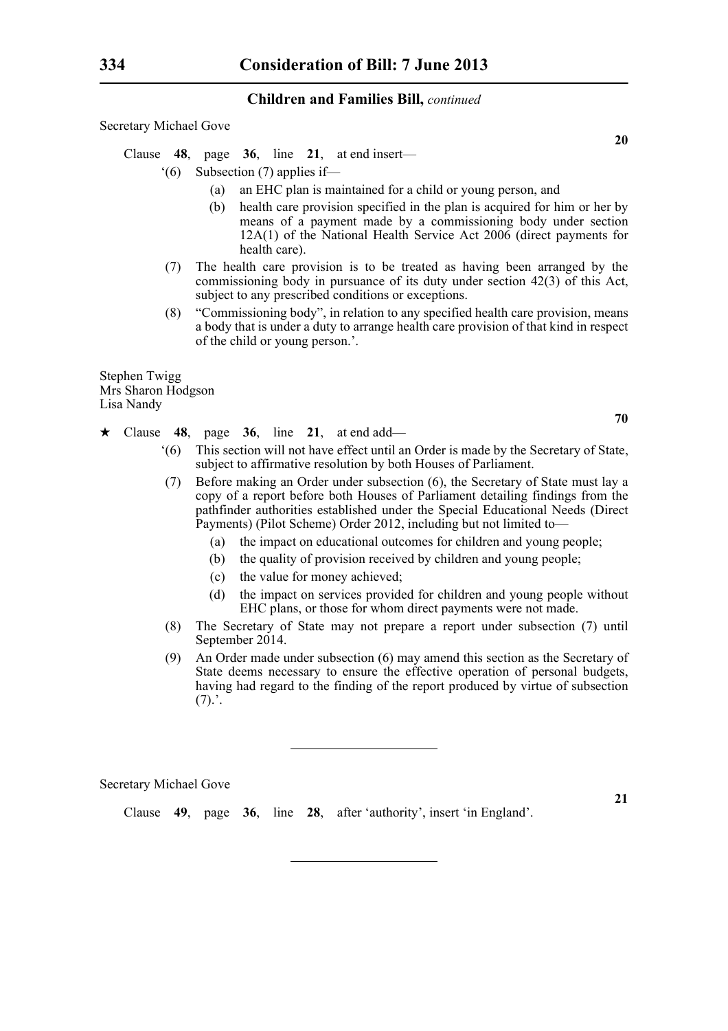Secretary Michael Gove

**20**

Clause **48**, page **36**, line **21**, at end insert—

'(6) Subsection (7) applies if—

(a) an EHC plan is maintained for a child or young person, and

(b) health care provision specified in the plan is acquired for him or her by means of a payment made by a commissioning body under section 12A(1) of the National Health Service Act 2006 (direct payments for health care).

(7) The health care provision is to be treated as having been arranged by the commissioning body in pursuance of its duty under section 42(3) of this Act, subject to any prescribed conditions or exceptions.

(8) "Commissioning body", in relation to any specified health care provision, means a body that is under a duty to arrange health care provision of that kind in respect of the child or young person.'.

Stephen Twigg
Mrs Sharon Hodgson
Lisa Nandy

**70**

★ Clause **48**, page **36**, line **21**, at end add—

'(6) This section will not have effect until an Order is made by the Secretary of State, subject to affirmative resolution by both Houses of Parliament.

(7) Before making an Order under subsection (6), the Secretary of State must lay a copy of a report before both Houses of Parliament detailing findings from the pathfinder authorities established under the Special Educational Needs (Direct Payments) (Pilot Scheme) Order 2012, including but not limited to—

(a) the impact on educational outcomes for children and young people;

(b) the quality of provision received by children and young people;

(c) the value for money achieved;

(d) the impact on services provided for children and young people without EHC plans, or those for whom direct payments were not made.

(8) The Secretary of State may not prepare a report under subsection (7) until September 2014.

(9) An Order made under subsection (6) may amend this section as the Secretary of State deems necessary to ensure the effective operation of personal budgets, having had regard to the finding of the report produced by virtue of subsection (7).'.

---

Secretary Michael Gove

**21**

Clause **49**, page **36**, line **28**, after 'authority', insert 'in England'.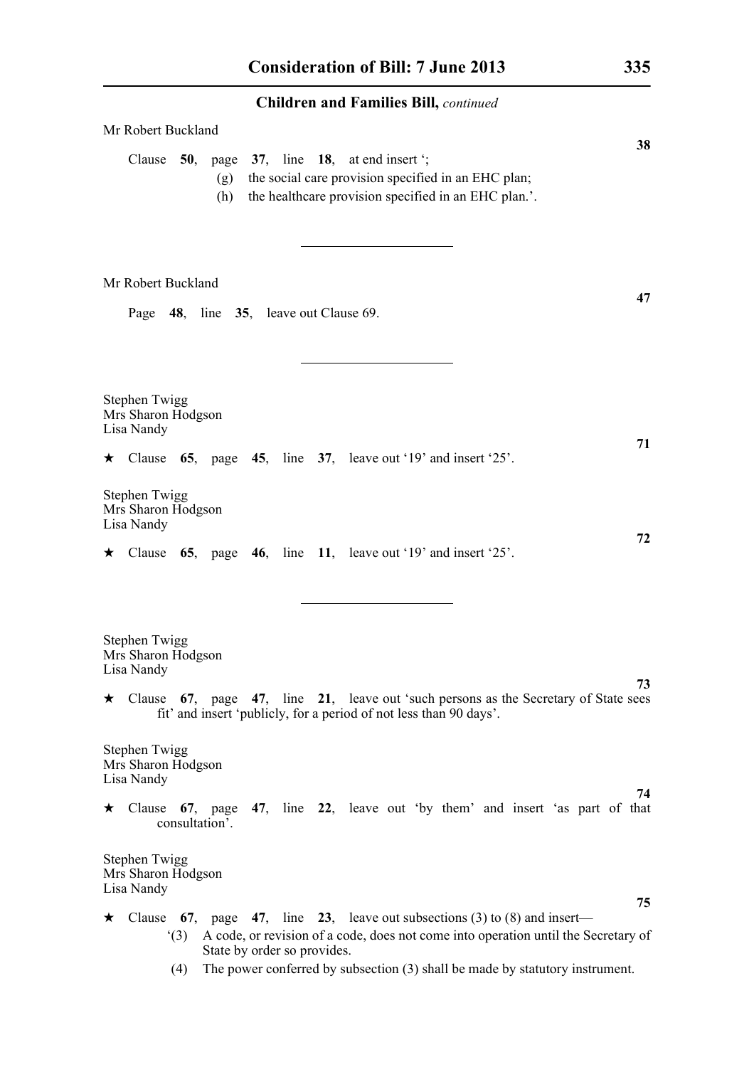**Children and Families Bill,** *continued*

Mr Robert Buckland

**38**

Clause **50**, page **37**, line **18**, at end insert ';

(g) the social care provision specified in an EHC plan;

(h) the healthcare provision specified in an EHC plan.'.

---

Mr Robert Buckland

**47**

Page **48**, line **35**, leave out Clause 69.

---

Stephen Twigg
Mrs Sharon Hodgson
Lisa Nandy

**71**

★ Clause **65**, page **45**, line **37**, leave out '19' and insert '25'.

Stephen Twigg
Mrs Sharon Hodgson
Lisa Nandy

**72**

★ Clause **65**, page **46**, line **11**, leave out '19' and insert '25'.

---

Stephen Twigg
Mrs Sharon Hodgson
Lisa Nandy

**73**

★ Clause **67**, page **47**, line **21**, leave out 'such persons as the Secretary of State sees fit' and insert 'publicly, for a period of not less than 90 days'.

Stephen Twigg
Mrs Sharon Hodgson
Lisa Nandy

**74**

★ Clause **67**, page **47**, line **22**, leave out 'by them' and insert 'as part of that consultation'.

Stephen Twigg
Mrs Sharon Hodgson
Lisa Nandy

**75**

★ Clause **67**, page **47**, line **23**, leave out subsections (3) to (8) and insert—

'(3) A code, or revision of a code, does not come into operation until the Secretary of State by order so provides.

(4) The power conferred by subsection (3) shall be made by statutory instrument.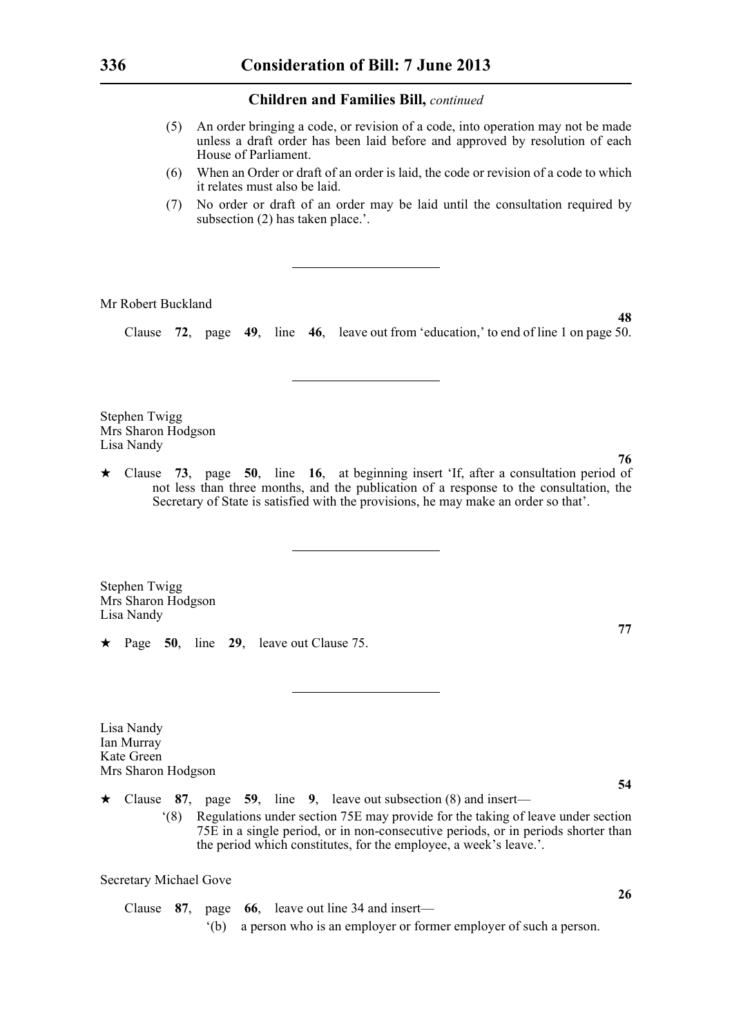(5) An order bringing a code, or revision of a code, into operation may not be made unless a draft order has been laid before and approved by resolution of each House of Parliament.

(6) When an Order or draft of an order is laid, the code or revision of a code to which it relates must also be laid.

(7) No order or draft of an order may be laid until the consultation required by subsection (2) has taken place.'.

---

Mr Robert Buckland

**48**

Clause **72**, page **49**, line **46**, leave out from 'education,' to end of line 1 on page 50.

---

Stephen Twigg
Mrs Sharon Hodgson
Lisa Nandy

**76**

★ Clause **73**, page **50**, line **16**, at beginning insert 'If, after a consultation period of not less than three months, and the publication of a response to the consultation, the Secretary of State is satisfied with the provisions, he may make an order so that'.

---

Stephen Twigg
Mrs Sharon Hodgson
Lisa Nandy

**77**

★ Page **50**, line **29**, leave out Clause 75.

---

Lisa Nandy
Ian Murray
Kate Green
Mrs Sharon Hodgson

**54**

★ Clause **87**, page **59**, line **9**, leave out subsection (8) and insert—

'(8) Regulations under section 75E may provide for the taking of leave under section 75E in a single period, or in non-consecutive periods, or in periods shorter than the period which constitutes, for the employee, a week's leave.'.

Secretary Michael Gove

**26**

Clause **87**, page **66**, leave out line 34 and insert—

'(b) a person who is an employer or former employer of such a person.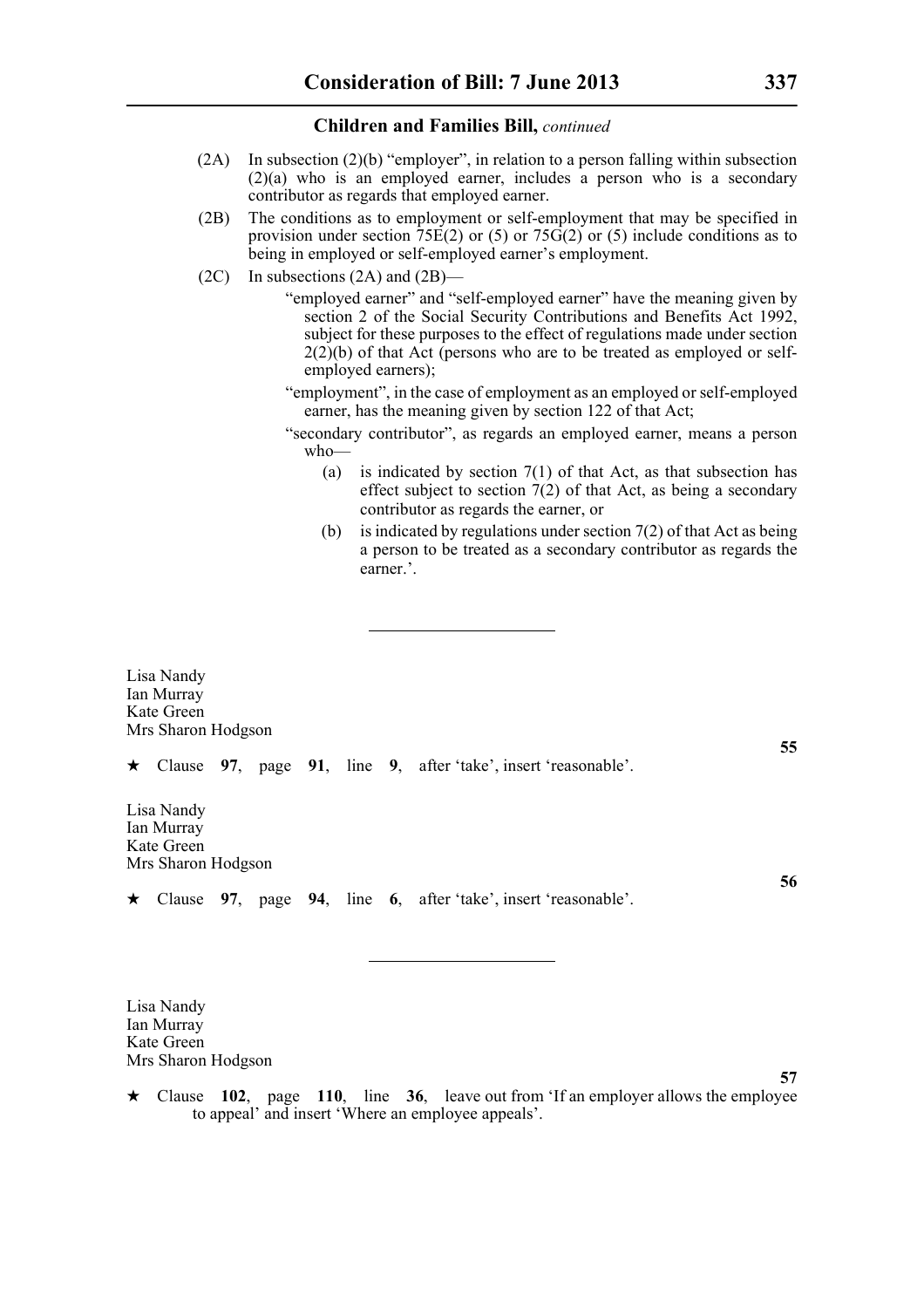(2A) In subsection (2)(b) "employer", in relation to a person falling within subsection (2)(a) who is an employed earner, includes a person who is a secondary contributor as regards that employed earner.

(2B) The conditions as to employment or self-employment that may be specified in provision under section 75E(2) or (5) or 75G(2) or (5) include conditions as to being in employed or self-employed earner's employment.

(2C) In subsections (2A) and (2B)—

"employed earner" and "self-employed earner" have the meaning given by section 2 of the Social Security Contributions and Benefits Act 1992, subject for these purposes to the effect of regulations made under section 2(2)(b) of that Act (persons who are to be treated as employed or self-employed earners);

"employment", in the case of employment as an employed or self-employed earner, has the meaning given by section 122 of that Act;

"secondary contributor", as regards an employed earner, means a person who—

(a) is indicated by section 7(1) of that Act, as that subsection has effect subject to section 7(2) of that Act, as being a secondary contributor as regards the earner, or

(b) is indicated by regulations under section 7(2) of that Act as being a person to be treated as a secondary contributor as regards the earner.'.

---

Lisa Nandy
Ian Murray
Kate Green
Mrs Sharon Hodgson

**55**

★ Clause **97**, page **91**, line **9**, after 'take', insert 'reasonable'.

Lisa Nandy
Ian Murray
Kate Green
Mrs Sharon Hodgson

**56**

★ Clause **97**, page **94**, line **6**, after 'take', insert 'reasonable'.

---

Lisa Nandy
Ian Murray
Kate Green
Mrs Sharon Hodgson

**57**

★ Clause **102**, page **110**, line **36**, leave out from 'If an employer allows the employee to appeal' and insert 'Where an employee appeals'.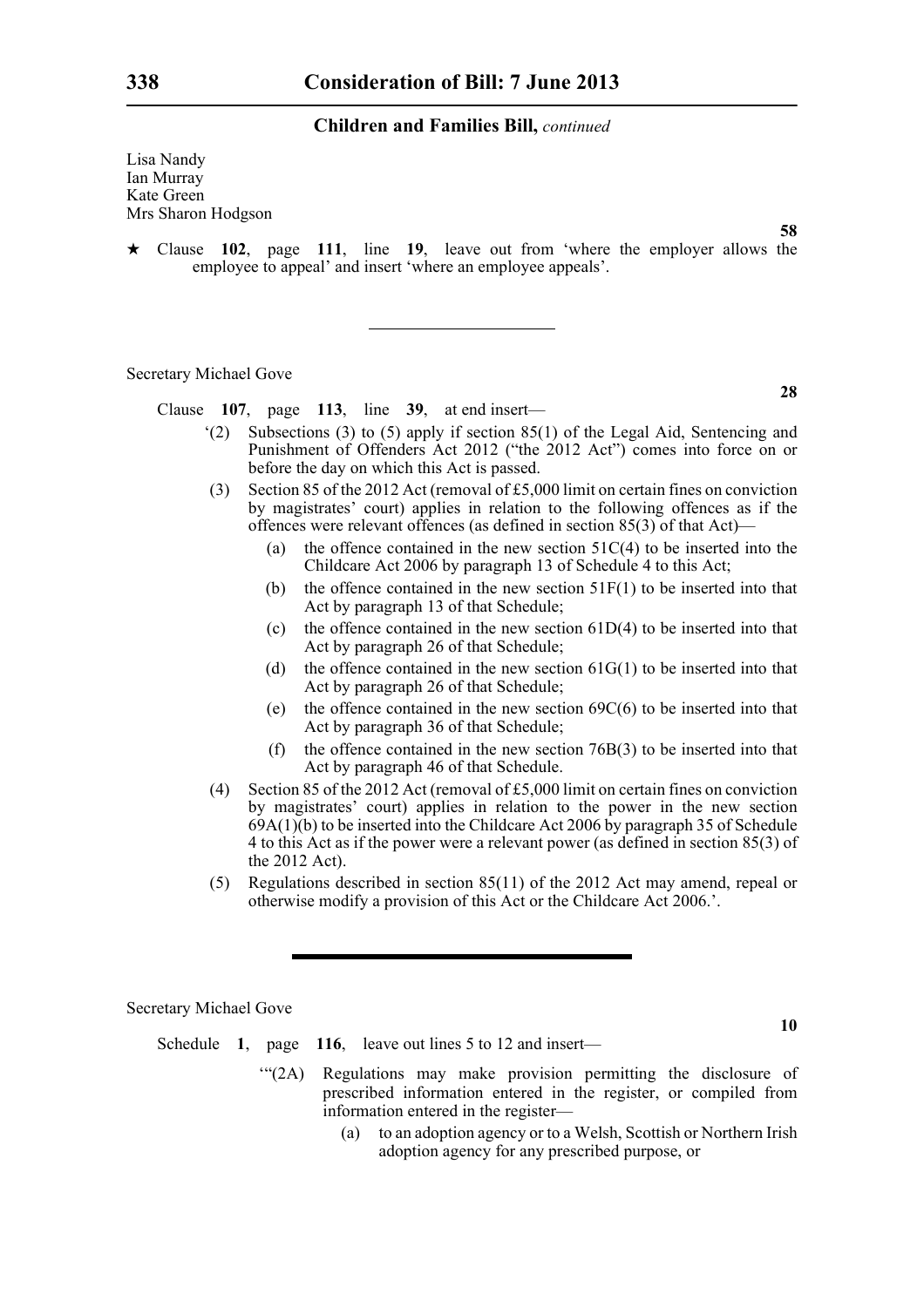Lisa Nandy
Ian Murray
Kate Green
Mrs Sharon Hodgson

**58**

★ Clause **102**, page **111**, line **19**, leave out from 'where the employer allows the employee to appeal' and insert 'where an employee appeals'.

---

Secretary Michael Gove

**28**

Clause **107**, page **113**, line **39**, at end insert—

'(2) Subsections (3) to (5) apply if section 85(1) of the Legal Aid, Sentencing and Punishment of Offenders Act 2012 ("the 2012 Act") comes into force on or before the day on which this Act is passed.

(3) Section 85 of the 2012 Act (removal of £5,000 limit on certain fines on conviction by magistrates' court) applies in relation to the following offences as if the offences were relevant offences (as defined in section 85(3) of that Act)—

(a) the offence contained in the new section 51C(4) to be inserted into the Childcare Act 2006 by paragraph 13 of Schedule 4 to this Act;

(b) the offence contained in the new section 51F(1) to be inserted into that Act by paragraph 13 of that Schedule;

(c) the offence contained in the new section 61D(4) to be inserted into that Act by paragraph 26 of that Schedule;

(d) the offence contained in the new section 61G(1) to be inserted into that Act by paragraph 26 of that Schedule;

(e) the offence contained in the new section 69C(6) to be inserted into that Act by paragraph 36 of that Schedule;

(f) the offence contained in the new section 76B(3) to be inserted into that Act by paragraph 46 of that Schedule.

(4) Section 85 of the 2012 Act (removal of £5,000 limit on certain fines on conviction by magistrates' court) applies in relation to the power in the new section 69A(1)(b) to be inserted into the Childcare Act 2006 by paragraph 35 of Schedule 4 to this Act as if the power were a relevant power (as defined in section 85(3) of the 2012 Act).

(5) Regulations described in section 85(11) of the 2012 Act may amend, repeal or otherwise modify a provision of this Act or the Childcare Act 2006.'.

---

Secretary Michael Gove

**10**

Schedule **1**, page **116**, leave out lines 5 to 12 and insert—

'"(2A) Regulations may make provision permitting the disclosure of prescribed information entered in the register, or compiled from information entered in the register—

(a) to an adoption agency or to a Welsh, Scottish or Northern Irish adoption agency for any prescribed purpose, or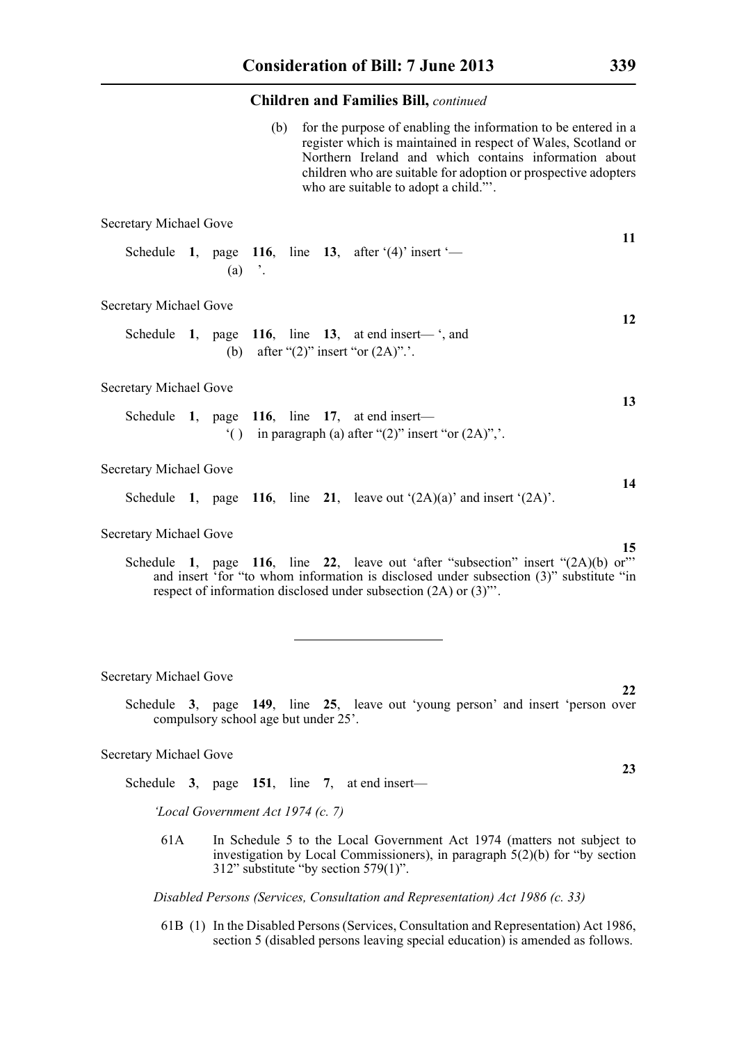(b) for the purpose of enabling the information to be entered in a register which is maintained in respect of Wales, Scotland or Northern Ireland and which contains information about children who are suitable for adoption or prospective adopters who are suitable to adopt a child."'.

Secretary Michael Gove

**11**

Schedule **1**, page **116**, line **13**, after '(4)' insert '—

(a) '.

Secretary Michael Gove

**12**

Schedule **1**, page **116**, line **13**, at end insert— ', and

(b) after "(2)" insert "or (2A)".'.

Secretary Michael Gove

**13**

Schedule **1**, page **116**, line **17**, at end insert—

'( ) in paragraph (a) after "(2)" insert "or (2A)",'.

Secretary Michael Gove

**14**

Schedule **1**, page **116**, line **21**, leave out '(2A)(a)' and insert '(2A)'.

Secretary Michael Gove

**15**

Schedule **1**, page **116**, line **22**, leave out 'after "subsection" insert "(2A)(b) or"' and insert 'for "to whom information is disclosed under subsection (3)" substitute "in respect of information disclosed under subsection (2A) or (3)"'.

---

Secretary Michael Gove

**22**

Schedule **3**, page **149**, line **25**, leave out 'young person' and insert 'person over compulsory school age but under 25'.

Secretary Michael Gove

**23**

Schedule **3**, page **151**, line **7**, at end insert—

*'Local Government Act 1974 (c. 7)*

61A In Schedule 5 to the Local Government Act 1974 (matters not subject to investigation by Local Commissioners), in paragraph 5(2)(b) for "by section 312" substitute "by section 579(1)".

*Disabled Persons (Services, Consultation and Representation) Act 1986 (c. 33)*

61B (1) In the Disabled Persons (Services, Consultation and Representation) Act 1986, section 5 (disabled persons leaving special education) is amended as follows.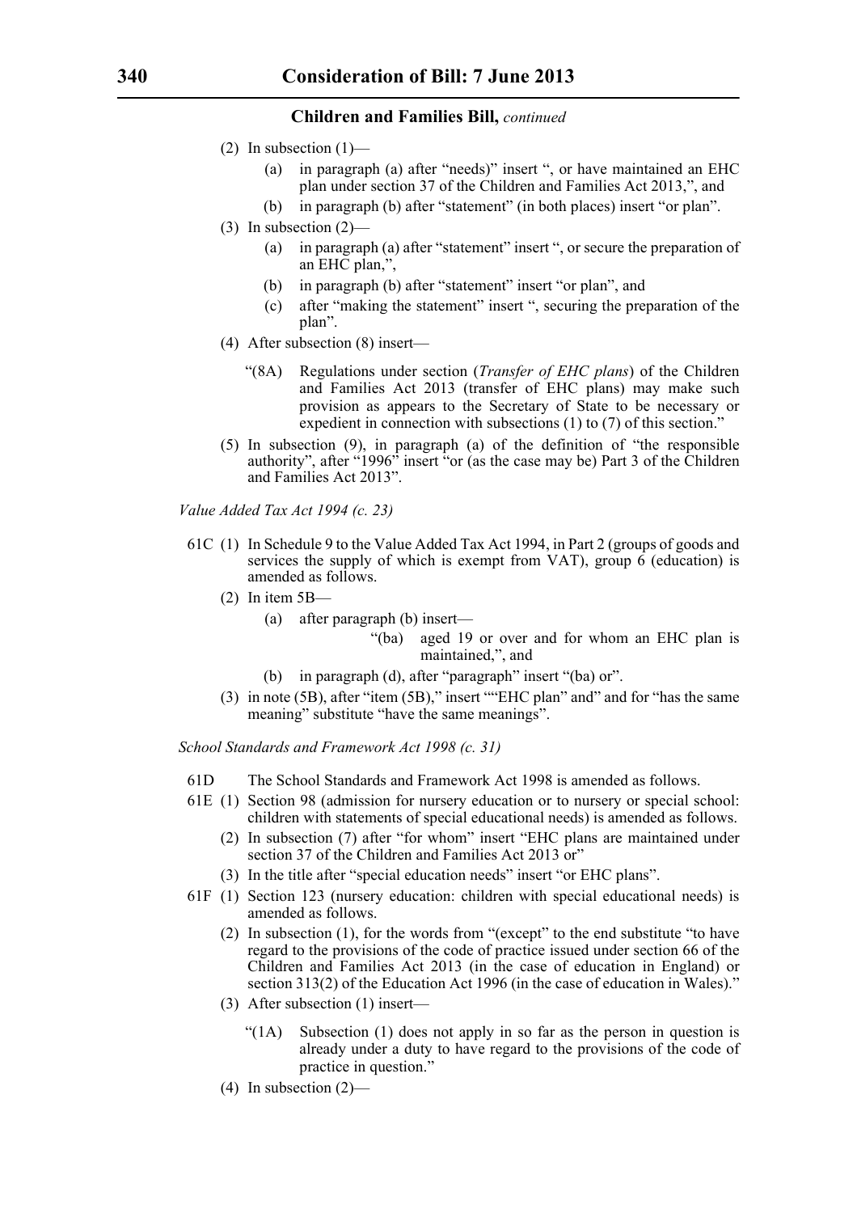## Children and Families Bill, *continued*

(2) In subsection (1)—

(a) in paragraph (a) after "needs)" insert ", or have maintained an EHC plan under section 37 of the Children and Families Act 2013,", and

(b) in paragraph (b) after "statement" (in both places) insert "or plan".

(3) In subsection (2)—

(a) in paragraph (a) after "statement" insert ", or secure the preparation of an EHC plan,",

(b) in paragraph (b) after "statement" insert "or plan", and

(c) after "making the statement" insert ", securing the preparation of the plan".

(4) After subsection (8) insert—

"(8A) Regulations under section (*Transfer of EHC plans*) of the Children and Families Act 2013 (transfer of EHC plans) may make such provision as appears to the Secretary of State to be necessary or expedient in connection with subsections (1) to (7) of this section."

(5) In subsection (9), in paragraph (a) of the definition of "the responsible authority", after "1996" insert "or (as the case may be) Part 3 of the Children and Families Act 2013".

*Value Added Tax Act 1994 (c. 23)*

61C (1) In Schedule 9 to the Value Added Tax Act 1994, in Part 2 (groups of goods and services the supply of which is exempt from VAT), group 6 (education) is amended as follows.

(2) In item 5B—

(a) after paragraph (b) insert—

"(ba) aged 19 or over and for whom an EHC plan is maintained,", and

(b) in paragraph (d), after "paragraph" insert "(ba) or".

(3) in note (5B), after "item (5B)," insert ""EHC plan" and" and for "has the same meaning" substitute "have the same meanings".

*School Standards and Framework Act 1998 (c. 31)*

61D The School Standards and Framework Act 1998 is amended as follows.

61E (1) Section 98 (admission for nursery education or to nursery or special school: children with statements of special educational needs) is amended as follows.

(2) In subsection (7) after "for whom" insert "EHC plans are maintained under section 37 of the Children and Families Act 2013 or"

(3) In the title after "special education needs" insert "or EHC plans".

61F (1) Section 123 (nursery education: children with special educational needs) is amended as follows.

(2) In subsection (1), for the words from "(except" to the end substitute "to have regard to the provisions of the code of practice issued under section 66 of the Children and Families Act 2013 (in the case of education in England) or section 313(2) of the Education Act 1996 (in the case of education in Wales)."

(3) After subsection (1) insert—

"(1A) Subsection (1) does not apply in so far as the person in question is already under a duty to have regard to the provisions of the code of practice in question."

(4) In subsection (2)—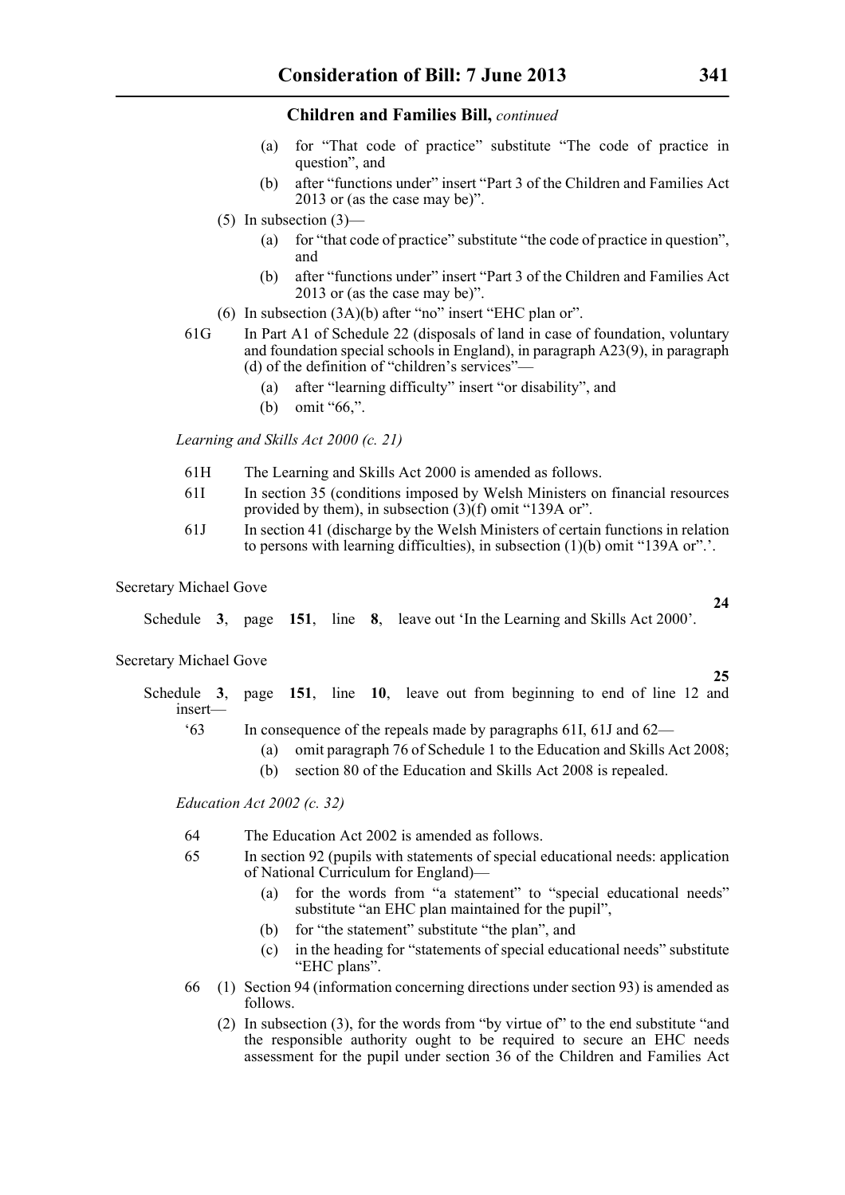(a) for "That code of practice" substitute "The code of practice in question", and

(b) after "functions under" insert "Part 3 of the Children and Families Act 2013 or (as the case may be)".

(5) In subsection (3)—

(a) for "that code of practice" substitute "the code of practice in question", and

(b) after "functions under" insert "Part 3 of the Children and Families Act 2013 or (as the case may be)".

(6) In subsection (3A)(b) after "no" insert "EHC plan or".

61G In Part A1 of Schedule 22 (disposals of land in case of foundation, voluntary and foundation special schools in England), in paragraph A23(9), in paragraph (d) of the definition of "children's services"—

(a) after "learning difficulty" insert "or disability", and

(b) omit "66,".

*Learning and Skills Act 2000 (c. 21)*

61H The Learning and Skills Act 2000 is amended as follows.

61I In section 35 (conditions imposed by Welsh Ministers on financial resources provided by them), in subsection (3)(f) omit "139A or".

61J In section 41 (discharge by the Welsh Ministers of certain functions in relation to persons with learning difficulties), in subsection (1)(b) omit "139A or".'.

Secretary Michael Gove

**24**

Schedule **3**, page **151**, line **8**, leave out 'In the Learning and Skills Act 2000'.

Secretary Michael Gove

**25**

Schedule **3**, page **151**, line **10**, leave out from beginning to end of line 12 and insert—

'63 In consequence of the repeals made by paragraphs 61I, 61J and 62—

(a) omit paragraph 76 of Schedule 1 to the Education and Skills Act 2008;

(b) section 80 of the Education and Skills Act 2008 is repealed.

*Education Act 2002 (c. 32)*

64 The Education Act 2002 is amended as follows.

65 In section 92 (pupils with statements of special educational needs: application of National Curriculum for England)—

(a) for the words from "a statement" to "special educational needs" substitute "an EHC plan maintained for the pupil",

(b) for "the statement" substitute "the plan", and

(c) in the heading for "statements of special educational needs" substitute "EHC plans".

66 (1) Section 94 (information concerning directions under section 93) is amended as follows.

(2) In subsection (3), for the words from "by virtue of" to the end substitute "and the responsible authority ought to be required to secure an EHC needs assessment for the pupil under section 36 of the Children and Families Act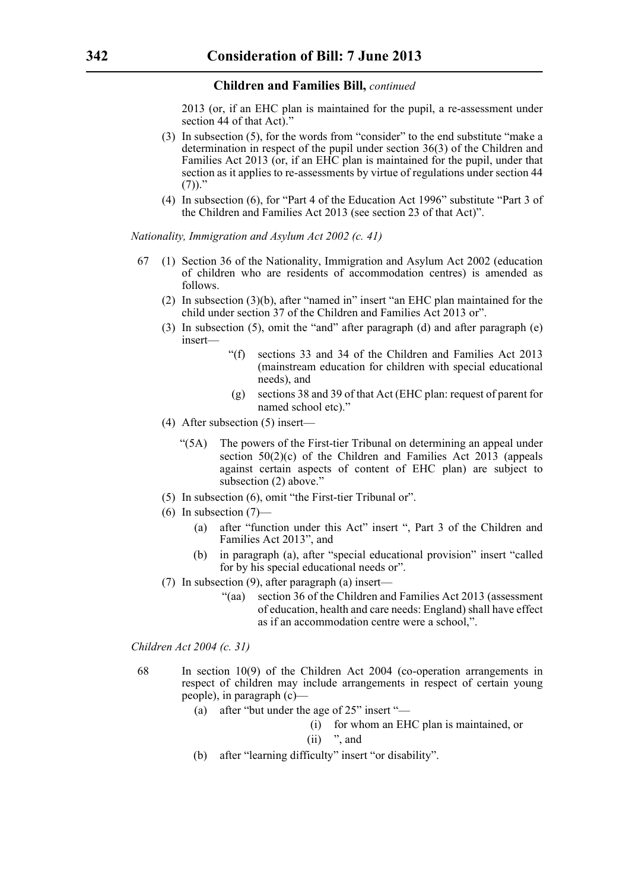2013 (or, if an EHC plan is maintained for the pupil, a re-assessment under section 44 of that Act)."

(3) In subsection (5), for the words from "consider" to the end substitute "make a determination in respect of the pupil under section 36(3) of the Children and Families Act 2013 (or, if an EHC plan is maintained for the pupil, under that section as it applies to re-assessments by virtue of regulations under section 44 (7))."

(4) In subsection (6), for "Part 4 of the Education Act 1996" substitute "Part 3 of the Children and Families Act 2013 (see section 23 of that Act)".

*Nationality, Immigration and Asylum Act 2002 (c. 41)*

67 (1) Section 36 of the Nationality, Immigration and Asylum Act 2002 (education of children who are residents of accommodation centres) is amended as follows.

(2) In subsection (3)(b), after "named in" insert "an EHC plan maintained for the child under section 37 of the Children and Families Act 2013 or".

(3) In subsection (5), omit the "and" after paragraph (d) and after paragraph (e) insert—

> "(f) sections 33 and 34 of the Children and Families Act 2013 (mainstream education for children with special educational needs), and
>
> (g) sections 38 and 39 of that Act (EHC plan: request of parent for named school etc)."

(4) After subsection (5) insert—

> "(5A) The powers of the First-tier Tribunal on determining an appeal under section 50(2)(c) of the Children and Families Act 2013 (appeals against certain aspects of content of EHC plan) are subject to subsection (2) above."

(5) In subsection (6), omit "the First-tier Tribunal or".

(6) In subsection (7)—

(a) after "function under this Act" insert ", Part 3 of the Children and Families Act 2013", and

(b) in paragraph (a), after "special educational provision" insert "called for by his special educational needs or".

(7) In subsection (9), after paragraph (a) insert—

> "(aa) section 36 of the Children and Families Act 2013 (assessment of education, health and care needs: England) shall have effect as if an accommodation centre were a school,".

*Children Act 2004 (c. 31)*

68 In section 10(9) of the Children Act 2004 (co-operation arrangements in respect of children may include arrangements in respect of certain young people), in paragraph (c)—

(a) after "but under the age of 25" insert "—

> (i) for whom an EHC plan is maintained, or
>
> (ii) ", and

(b) after "learning difficulty" insert "or disability".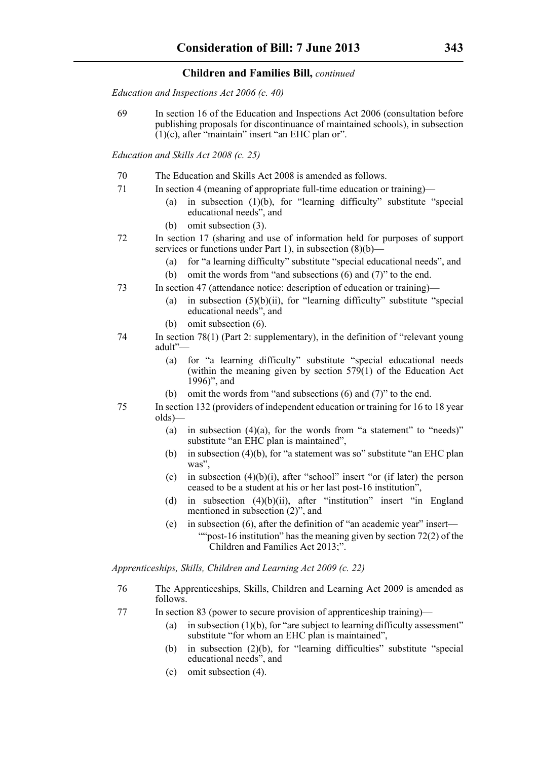*Education and Inspections Act 2006 (c. 40)*

69 In section 16 of the Education and Inspections Act 2006 (consultation before publishing proposals for discontinuance of maintained schools), in subsection (1)(c), after "maintain" insert "an EHC plan or".

*Education and Skills Act 2008 (c. 25)*

70 The Education and Skills Act 2008 is amended as follows.

71 In section 4 (meaning of appropriate full-time education or training)—

- (a) in subsection (1)(b), for "learning difficulty" substitute "special educational needs", and
- (b) omit subsection (3).

72 In section 17 (sharing and use of information held for purposes of support services or functions under Part 1), in subsection (8)(b)—

- (a) for "a learning difficulty" substitute "special educational needs", and
- (b) omit the words from "and subsections (6) and (7)" to the end.

73 In section 47 (attendance notice: description of education or training)—

- (a) in subsection (5)(b)(ii), for "learning difficulty" substitute "special educational needs", and
- (b) omit subsection (6).

74 In section 78(1) (Part 2: supplementary), in the definition of "relevant young adult"—

- (a) for "a learning difficulty" substitute "special educational needs (within the meaning given by section 579(1) of the Education Act 1996)", and
- (b) omit the words from "and subsections (6) and (7)" to the end.

75 In section 132 (providers of independent education or training for 16 to 18 year olds)—

- (a) in subsection (4)(a), for the words from "a statement" to "needs)" substitute "an EHC plan is maintained",
- (b) in subsection (4)(b), for "a statement was so" substitute "an EHC plan was",
- (c) in subsection (4)(b)(i), after "school" insert "or (if later) the person ceased to be a student at his or her last post-16 institution",
- (d) in subsection (4)(b)(ii), after "institution" insert "in England mentioned in subsection (2)", and
- (e) in subsection (6), after the definition of "an academic year" insert—
  ""post-16 institution" has the meaning given by section 72(2) of the Children and Families Act 2013;".

*Apprenticeships, Skills, Children and Learning Act 2009 (c. 22)*

76 The Apprenticeships, Skills, Children and Learning Act 2009 is amended as follows.

77 In section 83 (power to secure provision of apprenticeship training)—

- (a) in subsection (1)(b), for "are subject to learning difficulty assessment" substitute "for whom an EHC plan is maintained",
- (b) in subsection (2)(b), for "learning difficulties" substitute "special educational needs", and
- (c) omit subsection (4).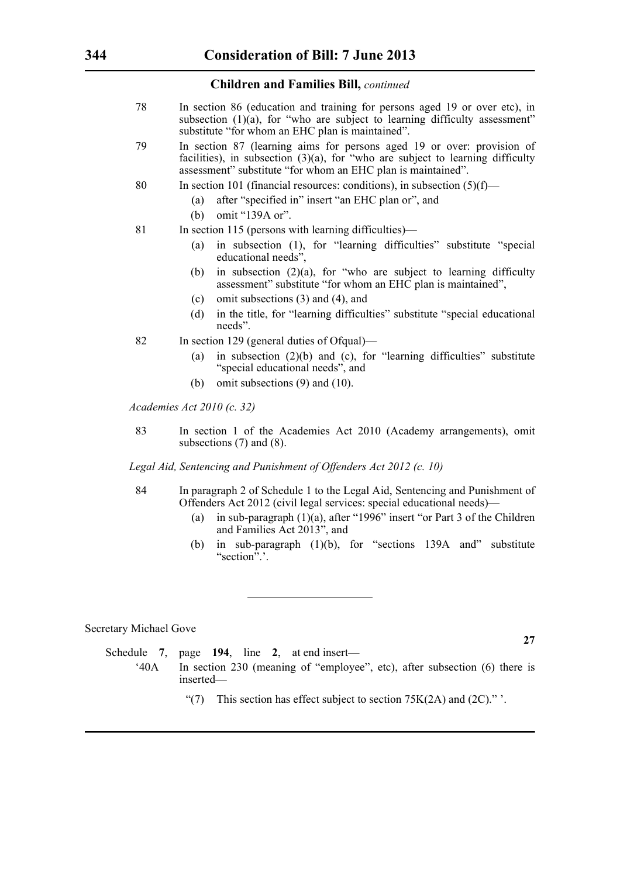78 In section 86 (education and training for persons aged 19 or over etc), in subsection (1)(a), for "who are subject to learning difficulty assessment" substitute "for whom an EHC plan is maintained".

79 In section 87 (learning aims for persons aged 19 or over: provision of facilities), in subsection (3)(a), for "who are subject to learning difficulty assessment" substitute "for whom an EHC plan is maintained".

80 In section 101 (financial resources: conditions), in subsection (5)(f)—

(a) after "specified in" insert "an EHC plan or", and

(b) omit "139A or".

81 In section 115 (persons with learning difficulties)—

(a) in subsection (1), for "learning difficulties" substitute "special educational needs",

(b) in subsection (2)(a), for "who are subject to learning difficulty assessment" substitute "for whom an EHC plan is maintained",

(c) omit subsections (3) and (4), and

(d) in the title, for "learning difficulties" substitute "special educational needs".

82 In section 129 (general duties of Ofqual)—

(a) in subsection (2)(b) and (c), for "learning difficulties" substitute "special educational needs", and

(b) omit subsections (9) and (10).

*Academies Act 2010 (c. 32)*

83 In section 1 of the Academies Act 2010 (Academy arrangements), omit subsections (7) and (8).

*Legal Aid, Sentencing and Punishment of Offenders Act 2012 (c. 10)*

84 In paragraph 2 of Schedule 1 to the Legal Aid, Sentencing and Punishment of Offenders Act 2012 (civil legal services: special educational needs)—

(a) in sub-paragraph (1)(a), after "1996" insert "or Part 3 of the Children and Families Act 2013", and

(b) in sub-paragraph (1)(b), for "sections 139A and" substitute "section".'.

---

Secretary Michael Gove

**27**

Schedule **7**, page **194**, line **2**, at end insert—

'40A In section 230 (meaning of "employee", etc), after subsection (6) there is inserted—

"(7) This section has effect subject to section 75K(2A) and (2C)." '.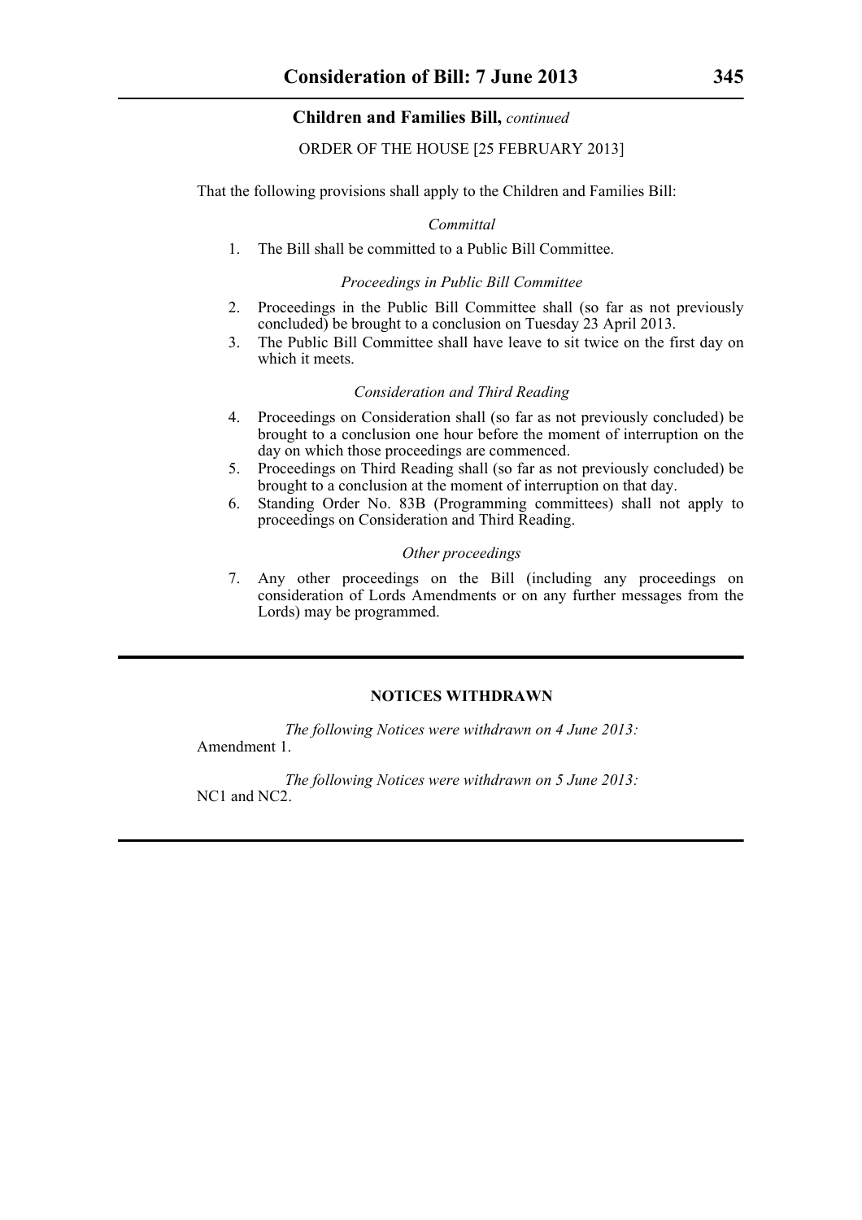**Children and Families Bill,** *continued*

ORDER OF THE HOUSE [25 FEBRUARY 2013]

That the following provisions shall apply to the Children and Families Bill:

*Committal*

1. The Bill shall be committed to a Public Bill Committee.

*Proceedings in Public Bill Committee*

2. Proceedings in the Public Bill Committee shall (so far as not previously concluded) be brought to a conclusion on Tuesday 23 April 2013.
3. The Public Bill Committee shall have leave to sit twice on the first day on which it meets.

*Consideration and Third Reading*

4. Proceedings on Consideration shall (so far as not previously concluded) be brought to a conclusion one hour before the moment of interruption on the day on which those proceedings are commenced.
5. Proceedings on Third Reading shall (so far as not previously concluded) be brought to a conclusion at the moment of interruption on that day.
6. Standing Order No. 83B (Programming committees) shall not apply to proceedings on Consideration and Third Reading.

*Other proceedings*

7. Any other proceedings on the Bill (including any proceedings on consideration of Lords Amendments or on any further messages from the Lords) may be programmed.

---

**NOTICES WITHDRAWN**

*The following Notices were withdrawn on 4 June 2013:*

Amendment 1.

*The following Notices were withdrawn on 5 June 2013:*

NC1 and NC2.